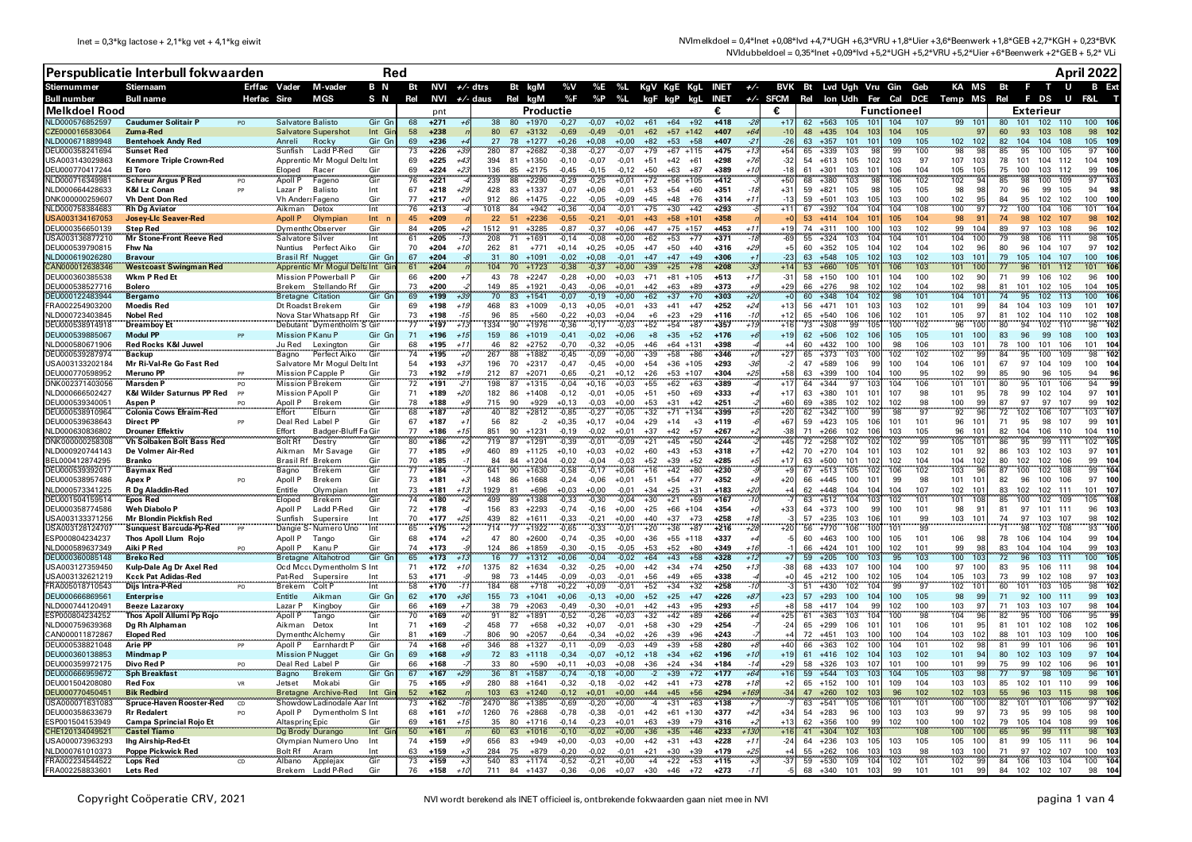Inet = 0,3*kg lactose + 2,1*kg vet + 4,1*kg eiwit

NVImelkdoel = 0,4*Inet +0,08*lvd +4,7*UGH +6,3*VRU +1,8*Uier +3,6*Beenwerk +1,8*GEB +2,7*KGH + 0,23*BVK

NVIdubbeldoel = 0,35*Inet +0,09*lvd +5,2*UGH +5,2*VRU +5,2*Uier +6*Beenwerk +2*GEB + 5,2* VLi

# Perspublicatie Interbull fokwaarden — Red — April 2022

| Stiernummer | Stiernaam | Erffac | Vader | M-vader | B N | Bt | NVI | +/- | dtrs | Bt | kgM | %V | %E | %L | KgV | KgE | KgL | INET | +/- | BVK | Bt | Lvd | Ugh | Vru | Gin | Geb | KA | MS | Bt | F | T | U | B | Ext |
|---|---|---|---|---|---|---|---|---|---|---|---|---|---|---|---|---|---|---|---|---|---|---|---|---|---|---|---|---|---|---|---|---|---|---|
| Bull number | Bull name | Herfac | Sire | MGS | S N | Rel | NVI | +/- | daus | Rel | kgM | %F | %P | %L | kgF | kgP | kgL | INET | +/- | SFCM | Rel | lon | Udh | Fer | Cal | DCE | Temp | MS | Rel | F | DS | U | F&L | T |
| **Melkdoel Rood** | | | | | | | pnt | | | | Productie | | | | | | | € | | € | | Functioneel | | | | | | | | Exterieur | | | | |
| NLD000576852597 | Caudumer Solitair P | PO | Salvatore | Balisto | Gir Gn | 68 | +271 | +6 | 38 | 80 | +1970 | -0,27 | -0,07 | +0,02 | +61 | +64 | +92 | +418 | -28 | +17 | 62 | +563 | 105 | 101 | 104 | 107 | 99 | 101 | 80 | 101 | 102 | 110 | 100 | 106 |
| CZE000016583064 | Zuma-Red | | Salvatore | Supershot | Int Gi | 58 | +236 | +8 | 80 | 67 | +3132 | -0,69 | -0,49 | -0,01 | +62 | +57 | +142 | +407 | +64 | -10 | 48 | +435 | 104 | 103 | 104 | 105 | | 97 | 60 | 93 | 103 | 108 | 98 | 102 |
| NLD000671889948 | Bentehoek Andy Red | | Anreli | Rocky | Gir Gn | 70 | +236 | +4 | 27 | 78 | +1277 | +0,26 | +0,08 | +0,00 | +82 | +53 | +58 | +407 | -21 | -26 | 63 | +357 | 101 | 101 | 109 | 105 | 102 | 102 | 82 | 104 | 104 | 108 | 105 | 109 |
| DEU000358241694 | Sunset Red | | Sunfish | Ladd P-Red | Gir | 73 | +226 | +39 | 280 | 87 | +2682 | -0,38 | -0,27 | -0,07 | +79 | +67 | +115 | +475 | +13 | +54 | 65 | +339 | 103 | 98 | 99 | 100 | 98 | 98 | 85 | 95 | 100 | 105 | 97 | 100 |
| USA003143029863 | Kenmore Triple Crown-Red | | Apprentic | Mr Mogul Delta | Int | 69 | +225 | +43 | 394 | 81 | +1350 | -0,10 | -0,07 | -0,01 | +51 | +42 | +61 | +298 | +76 | -32 | 54 | +613 | 105 | 102 | 103 | 97 | 107 | 103 | 78 | 101 | 104 | 112 | 104 | 109 |
| DEU000770417244 | El Toro | | Eloped | Racer | Gir | 69 | +224 | +23 | 136 | 85 | +2175 | -0,45 | -0,15 | -0,12 | +50 | +63 | +87 | +389 | +10 | -18 | 61 | +301 | 103 | 101 | 106 | 104 | 105 | 105 | 75 | 100 | 103 | 112 | 99 | 106 |
| NLD000716349981 | Schreur Argus P Red | PO | Apoll P | Fageno | Gir | 76 | +221 | -4 | 239 | 88 | +2290 | -0,29 | -0,25 | +0,01 | +72 | +56 | +105 | +412 | -3 | +50 | 68 | +380 | 103 | 98 | 106 | 102 | 102 | 94 | 85 | 98 | 100 | 109 | 97 | 103 |
| NLD000664428633 | K&I Lz Conan | PP | Lazar P | Balisto | Int | 67 | +218 | +29 | 428 | 83 | +1337 | -0,07 | +0,06 | -0,01 | +53 | +54 | +60 | +351 | -18 | +31 | 59 | +821 | 105 | 98 | 105 | 105 | 98 | 98 | 70 | 96 | 99 | 105 | 94 | 98 |
| DNK000000259607 | Vh Dent Don Red | | Vh Anders | Fageno | Gir | 77 | +217 | +0 | 912 | 86 | +1475 | -0,22 | -0,05 | +0,09 | +45 | +48 | +76 | +314 | +11 | -13 | 59 | +501 | 103 | 105 | 103 | 100 | 102 | 95 | 84 | 95 | 102 | 102 | 100 | 100 |
| NLD000758384683 | Rh Dg Aviator | | Aikman | Detox | Int | 76 | +213 | -4 | 1018 | 84 | +942 | +0,36 | -0,04 | -0,01 | +75 | +30 | +42 | +293 | -5 | +11 | 67 | +392 | 104 | 104 | 104 | 108 | 100 | 97 | 72 | 100 | 104 | 106 | 101 | 104 |
| USA003134167053 | Josey-Llc Seaver-Red | | Apoll P | Olympian | Int n | 45 | +209 | | 22 | 51 | +2236 | -0,55 | -0,21 | -0,01 | +43 | +58 | +101 | +358 | | +0 | 53 | +414 | 104 | 101 | 105 | 104 | 98 | 91 | 74 | 98 | 102 | 107 | 98 | 102 |
| DEU000356650139 | Step Red | | Dymentho | Observer | Gir | 84 | +205 | +2 | 1512 | 91 | +3285 | -0,87 | -0,37 | +0,06 | +47 | +75 | +157 | +453 | +11 | +19 | 74 | +311 | 100 | 100 | 103 | 102 | 99 | 104 | 89 | 97 | 103 | 108 | 96 | 102 |
| USA003186877210 | Mr Stone-Front Reeve Red | | Salvatore | Silver | Int | 61 | +205 | -13 | 208 | 71 | +1691 | -0,14 | -0,08 | +0,00 | +62 | +53 | +77 | +371 | -18 | -69 | 55 | +324 | 103 | 104 | 104 | 101 | 104 | 100 | 79 | 98 | 106 | 111 | 98 | 105 |
| DEU000539790815 | Fhw Na | | Nuntius | Perfect Akio | Gir | 70 | +204 | +10 | 262 | 81 | +771 | +0,14 | +0,25 | +0,05 | +47 | +50 | +40 | +316 | +29 | +5 | 60 | +352 | 105 | 104 | 102 | 104 | 102 | 96 | 80 | 96 | 104 | 107 | 97 | 102 |
| NLD000619026280 | Bravour | | Brasil Rf | Nugget | Gir Gn | 67 | +204 | -8 | 31 | 80 | +1091 | -0,02 | +0,08 | -0,01 | +47 | +47 | +49 | +306 | +1 | -23 | 63 | +548 | 105 | 102 | 103 | 103 | 103 | 101 | 79 | 105 | 104 | 107 | 100 | 106 |
| CAN000012638346 | Westcoast Swingman Red | | Apprentic | Mr Mogul Delta | Int Gir | 61 | +204 | -7 | 104 | 70 | +1723 | -0,38 | -0,37 | +0,00 | +39 | +25 | +78 | +208 | -33 | +14 | 53 | +660 | 105 | 101 | 106 | 103 | 101 | 100 | 77 | 96 | 101 | 112 | 101 | 106 |
| DEU000360385538 | Wkm P Red Et | | Mission P | Powerball P | Gir | 66 | +200 | +2 | 43 | 78 | +2247 | -0,28 | +0,00 | +0,03 | +71 | +81 | +105 | +513 | +17 | -31 | 58 | +150 | 100 | 101 | 104 | 100 | 102 | 90 | 71 | 99 | 106 | 102 | 96 | 100 |
| DEU000538527716 | Bolero | | Brekem | Stellando Rf | Gir | 73 | +200 | | 149 | 85 | +1921 | -0,43 | -0,06 | +0,01 | +42 | +63 | +89 | +373 | +9 | +29 | 66 | +276 | 98 | 102 | 102 | 104 | 102 | 98 | 81 | 101 | 102 | 105 | 104 | 105 |
| DEU000122483944 | Bergamo | | Bretagne | Citation | Gir | 69 | +199 | +39 | 70 | 83 | +1541 | -0,07 | -0,19 | +0,00 | +62 | +37 | +70 | +303 | +20 | +0 | 60 | +348 | 104 | 102 | 98 | 101 | 104 | 101 | 74 | 95 | 102 | 113 | 100 | 106 |
| FRA002254903200 | Moedis Red | | Dt Roadst | Brekem | Gir | 69 | +198 | +19 | 468 | 83 | +1009 | -0,13 | +0,05 | +0,01 | +33 | +41 | +47 | +252 | +24 | +13 | 56 | +471 | 101 | 103 | 103 | 102 | 101 | 99 | 84 | 104 | 103 | 109 | 101 | 107 |
| NLD000723403845 | Nobel Red | | Nova Star | Whatsapp Rf | Gir | 73 | +198 | -15 | 96 | 85 | +560 | -0,22 | +0,03 | +0,04 | +6 | +23 | +29 | +116 | -10 | +12 | 65 | +540 | 106 | 106 | 102 | 101 | 105 | 97 | 81 | 102 | 104 | 110 | 102 | 108 |
| DEU000538914918 | Dreamboy Et | | Debutant | Dymentholm S | Gir | 77 | +197 | +13 | 1334 | 90 | +1976 | -0,36 | -0,17 | -0,03 | +52 | +54 | +87 | +357 | +19 | +16 | 73 | +308 | 99 | 105 | 100 | 102 | 96 | 100 | 80 | 94 | 102 | 110 | 96 | 102 |
| DEU000359885067 | Modul PP | PP | Mission P | Kanu P | Gir Gn | 71 | +196 | +15 | 159 | 86 | +1019 | -0,41 | -0,02 | +0,06 | +8 | +35 | +52 | +176 | +6 | +19 | 62 | +506 | 102 | 106 | 105 | 105 | 101 | 100 | 83 | 96 | 99 | 108 | 100 | 103 |
| NLD000580671906 | Red Rocks K&I Juwel | | Ju Red | Lexington | Gir | 68 | +195 | +11 | 64 | 82 | +2752 | -0,70 | -0,32 | +0,05 | +46 | +64 | +131 | +398 | -4 | +4 | 60 | +432 | 100 | 100 | 98 | 106 | 103 | 101 | 78 | 100 | 101 | 106 | 101 | 104 |
| DEU000359287974 | Backup | | Bagno | Perfect Akio | Gir | 74 | +195 | -10 | 267 | 88 | +1882 | -0,45 | -0,09 | +0,00 | +39 | +58 | +86 | +346 | +0 | +27 | 65 | +373 | 103 | 100 | 102 | 102 | 102 | 99 | 84 | 95 | 100 | 109 | 98 | 102 |
| USA003133202184 | Mr Ri-Val-Re Go Fast Red | | Salvatore | Mr Mogul Delta | Int | 54 | +193 | +37 | 196 | 70 | +2317 | -0,47 | -0,45 | +0,00 | +54 | +36 | +105 | +293 | -36 | -2 | 47 | +589 | 106 | 99 | 100 | 104 | 106 | 101 | 67 | 97 | 104 | 109 | 100 | 104 |
| DEU000770598952 | Meruno PP | PP | Mission P | Capple P | Gir | 73 | +192 | +19 | 212 | 87 | +2071 | -0,65 | -0,21 | +0,12 | +26 | +53 | +107 | +304 | +25 | +58 | 63 | +399 | 100 | 104 | 100 | 95 | 102 | 99 | 85 | 90 | 96 | 105 | 94 | 96 |
| DNK002371403056 | Marsden P | PO | Mission P | Brekem | Gir | 72 | +191 | -21 | 198 | 87 | +1315 | -0,04 | +0,16 | +0,03 | +55 | +62 | +63 | +389 | -4 | +17 | 64 | +344 | 97 | 103 | 104 | 106 | 101 | 101 | 80 | 95 | 101 | 106 | 94 | 99 |
| NLD000666502427 | K&I Wilder Saturnus PP Red | PP | Mission P | Apoll P | Gir | 71 | +189 | +20 | 182 | 86 | +1408 | -0,12 | -0,01 | +0,05 | +51 | +50 | +69 | +333 | +4 | +17 | 63 | +380 | 101 | 101 | 107 | 98 | 101 | 95 | 78 | 99 | 102 | 104 | 97 | 101 |
| DEU000539340051 | Aspen P | PO | Apoll P | Brekem | Gir | 78 | +188 | +9 | 715 | 90 | +929 | +0,13 | -0,03 | +0,00 | +53 | +31 | +42 | +251 | -2 | +60 | 69 | +385 | 102 | 102 | 102 | 98 | 100 | 99 | 87 | 97 | 97 | 107 | 99 | 102 |
| DEU000538910964 | Colonia Cows Efraim-Red | | Effort | Elburn | Gir | 68 | +187 | +8 | 40 | 82 | +2812 | -0,85 | -0,27 | +0,05 | +32 | +71 | +134 | +399 | +5 | +20 | 62 | +342 | 100 | 99 | 98 | 97 | 92 | 96 | 72 | 102 | 106 | 107 | 103 | 107 |
| DEU000359638643 | Direct PP | PP | Deal Red | Label P | Gir | 67 | +187 | +7 | 56 | 82 | -2 | +0,35 | +0,17 | +0,04 | +29 | +14 | +3 | +119 | -6 | +67 | 59 | +423 | 105 | 106 | 101 | 101 | 96 | 101 | 71 | 95 | 98 | 107 | 99 | 101 |
| DEU000630836802 | Drouner Effektiv | | Effort | Badger-Bluff Fa | Gir | 77 | +186 | +15 | 851 | 90 | +1231 | -0,19 | -0,02 | +0,01 | +37 | +42 | +57 | +267 | +2 | -38 | 71 | +266 | 102 | 106 | 103 | 105 | 96 | 101 | 82 | 104 | 106 | 110 | 104 | 110 |
| DNK000000258308 | Vh Solbakken Bolt Bass Red | | Bolt Rf | Destry | Gir | 80 | +186 | +2 | 719 | 87 | +1291 | -0,39 | -0,01 | -0,09 | +21 | +45 | +50 | +244 | -3 | +45 | 72 | +258 | 102 | 102 | 102 | 99 | 105 | 101 | 86 | 95 | 99 | 111 | 102 | 105 |
| NLD000920744143 | De Volmer Air-Red | | Aikman | Mr Savage | Gir | 77 | +185 | +9 | 460 | 89 | +1125 | +0,10 | +0,03 | +0,02 | +60 | +43 | +53 | +318 | +7 | +42 | 70 | +270 | 104 | 101 | 103 | 102 | 101 | 92 | 86 | 103 | 102 | 103 | 97 | 101 |
| BEL000412874295 | Branko | | Brasil Rf | Brekem | Gir | 70 | +185 | -1 | 84 | 84 | +1204 | -0,02 | -0,04 | -0,03 | +52 | +39 | +52 | +285 | +5 | +17 | 63 | +500 | 101 | 102 | 102 | 104 | 104 | 102 | 80 | 102 | 102 | 106 | 99 | 104 |
| DEU000539392017 | Baymax Red | | Bagno | Brekem | Gir | 77 | +184 | -9 | 641 | 90 | +1630 | -0,58 | -0,17 | +0,06 | +16 | +42 | +80 | +230 | -9 | +9 | 67 | +513 | 105 | 102 | 106 | 102 | 103 | 96 | 87 | 100 | 102 | 108 | 99 | 104 |
| DEU000538957486 | Apex P | PO | Apoll P | Brekem | Gir | 73 | +181 | +3 | 148 | 86 | +1668 | -0,24 | -0,06 | +0,01 | +51 | +54 | +77 | +352 | +9 | +20 | 66 | +445 | 100 | 101 | 99 | 98 | 101 | 101 | 82 | 96 | 100 | 106 | 97 | 100 |
| NLD000573341225 | R Dg Aladdin-Red | | Entitle | Olympian | Int | 73 | +181 | +13 | 1929 | 81 | +696 | +0,03 | +0,00 | -0,01 | +34 | +25 | +31 | +183 | +20 | +4 | 62 | +448 | 104 | 104 | 104 | 107 | 102 | 101 | 83 | 102 | 102 | 111 | 101 | 107 |
| DEU001504159514 | Epos Red | | Eloped | Brekem | Gir | 74 | +180 | +2 | 499 | 89 | +1388 | -0,33 | -0,30 | -0,04 | +30 | +21 | +59 | +167 | -10 | +7 | 63 | +512 | 104 | 103 | 102 | 101 | 101 | 108 | 85 | 100 | 102 | 109 | 105 | 108 |
| DEU000358774586 | Weh Diabolo P | | Apoll P | Ladd P-Red | Gir | 72 | +178 | -4 | 156 | 83 | +2293 | -0,74 | -0,16 | +0,00 | +25 | +66 | +104 | +354 | +0 | +33 | 64 | +373 | 100 | 99 | 100 | 101 | 98 | 91 | 81 | 97 | 101 | 111 | 96 | 103 |
| USA003133371256 | Mr Blondin Pickfish Red | | Sunfish | Supersire | Int | 70 | +177 | +25 | 439 | 82 | +1611 | -0,33 | -0,21 | +0,00 | +40 | +37 | +73 | +258 | +18 | -3 | 57 | +235 | 103 | 106 | 101 | 99 | 103 | 101 | 74 | 97 | 103 | 107 | 98 | 102 |
| USA003128124707 | Sunquest Barcuda-Pp-Red | PP | Dangie S- | Numero Uno | Int | 65 | +175 | +2 | 714 | 77 | +1922 | -0,65 | -0,33 | -0,01 | +20 | +36 | +87 | +216 | +28 | +20 | 56 | +770 | 108 | 100 | 101 | 99 | | | 71 | 98 | 102 | 108 | 93 | 100 |
| ESP000804234237 | Thos Apoll Llum Rojo | | Apoll P | Tango | Gir | 68 | +174 | +2 | 47 | 80 | +2600 | -0,74 | -0,35 | +0,00 | +36 | +55 | +118 | +337 | +4 | -5 | 60 | +463 | 100 | 100 | 105 | 101 | 106 | 98 | 78 | 106 | 104 | 104 | 99 | 104 |
| NLD000589637349 | Aiki P Red | PO | Apoll P | Kanu P | Gir | 74 | +173 | -9 | 124 | 86 | +1859 | -0,30 | -0,15 | -0,05 | +53 | +52 | +80 | +349 | +16 | -1 | 66 | +424 | 101 | 100 | 102 | 101 | 99 | 98 | 83 | 104 | 104 | 104 | 99 | 103 |
| DEU000360085148 | Breko Red | | Bretagne | Altahotrod | Gir Gn | 65 | +173 | +13 | 16 | 77 | +1312 | +0,06 | -0,04 | -0,02 | +64 | +43 | +58 | +328 | +12 | +7 | 59 | +205 | 100 | 103 | 95 | 103 | 100 | 103 | 72 | 96 | 103 | 111 | 100 | 105 |
| USA003127359450 | Kulp-Dale Ag Dr Axel Red | | Ocd Mccu | Dymentholm S | Int | 71 | +172 | +10 | 1375 | 82 | +1634 | -0,32 | -0,25 | +0,00 | +42 | +34 | +74 | +250 | +13 | -38 | 68 | +433 | 107 | 100 | 104 | 100 | 97 | 100 | 83 | 95 | 106 | 111 | 98 | 104 |
| USA003132621219 | Kcck Pat Adidas-Red | | Pat-Red | Supersire | Int | 53 | +171 | -9 | 98 | 73 | +1445 | -0,09 | -0,03 | -0,01 | +56 | +49 | +65 | +338 | -4 | +0 | 45 | +212 | 100 | 102 | 105 | 104 | 105 | 103 | 73 | 99 | 102 | 108 | 97 | 103 |
| FRA005018710543 | Dijs Intra-P-Red | PO | Brekem | Colt P | Int | 58 | +170 | -11 | 184 | 68 | +718 | +0,22 | +0,09 | -0,01 | +52 | +34 | +32 | +258 | -10 | -3 | 51 | +430 | 102 | 104 | 99 | 97 | 102 | 101 | 60 | 101 | 103 | 105 | 98 | 102 |
| DEU000666869561 | Enterprise | | Entitle | Aikman | Gir Gn | 62 | +170 | +36 | 155 | 73 | +1041 | +0,06 | -0,13 | +0,00 | +52 | +25 | +47 | +226 | +87 | +23 | 57 | +293 | 100 | 104 | 100 | 105 | 98 | 99 | 71 | 92 | 100 | 111 | 99 | 103 |
| NLD000744120491 | Beeze Lazaroxy | | Lazar P | Kingboy | Gir | 66 | +169 | +7 | 38 | 79 | +2063 | -0,49 | -0,30 | +0,01 | +42 | +43 | +95 | +293 | +5 | +8 | 58 | +417 | 104 | 99 | 102 | 100 | 103 | 97 | 71 | 103 | 103 | 107 | 98 | 104 |
| ESP000804234252 | Thos Apoll Allumi Pp Rojo | | Apoll P | Tango | Gir | 70 | +169 | +0 | 91 | 82 | +1891 | -0,52 | -0,26 | +0,03 | +32 | +42 | +89 | +266 | +4 | +25 | 61 | +363 | 103 | 104 | 100 | 98 | 104 | 96 | 82 | 95 | 100 | 106 | 95 | 99 |
| NLD000759639368 | Dg Rh Alphaman | | Aikman | Detox | Int | 71 | +169 | -2 | 458 | 77 | +658 | +0,32 | -0,01 | -0,01 | +58 | +30 | +29 | +254 | -7 | -24 | 65 | +299 | 106 | 101 | 101 | 103 | 101 | 95 | 81 | 101 | 102 | 108 | 102 | 106 |
| CAN000011872867 | Eloped Red | | Dymentho | Alchemy | Gir | 81 | +169 | -2 | 806 | 90 | +2057 | -0,64 | -0,34 | +0,02 | +26 | +39 | +96 | +243 | -7 | +4 | 72 | +451 | 103 | 103 | 100 | 104 | 103 | 102 | 88 | 101 | 103 | 109 | 100 | 106 |
| DEU000538821048 | Arie PP | PP | Apoll P | Earnhardt P | Gir | 74 | +168 | +6 | 346 | 88 | +1327 | -0,11 | -0,09 | -0,03 | +49 | +39 | +58 | +280 | +8 | +40 | 66 | +363 | 102 | 102 | 100 | 104 | 102 | 98 | 81 | 99 | 101 | 106 | 96 | 101 |
| DEU000360138853 | Mindmap P | | Mission P | Nugget | Gir | 69 | +168 | +9 | 72 | 83 | +1118 | -0,34 | -0,07 | +0,12 | +18 | +34 | +62 | +196 | +10 | +19 | 61 | +416 | 102 | 104 | 103 | 102 | 101 | 94 | 80 | 102 | 103 | 109 | 97 | 104 |
| DEU000359972175 | Divo Red P | PO | Deal Red | Label P | Gir | 66 | +168 | -4 | 33 | 80 | +590 | +0,11 | +0,03 | +0,08 | +36 | +24 | +34 | +184 | -14 | +29 | 58 | +326 | 103 | 107 | 101 | 100 | 101 | 99 | 75 | 99 | 102 | 106 | 96 | 101 |
| DEU000666959672 | Sph Breakfast | | Bagno | Brekem | Gir Gn | 67 | +167 | +29 | 36 | 81 | +1587 | -0,74 | -0,18 | +0,00 | -2 | +39 | +72 | +177 | +64 | +16 | 59 | +544 | 103 | 104 | 105 | | 103 | 98 | 77 | 97 | 98 | 109 | 96 | 101 |
| DEU001504208080 | Red Fox | VR | Jetset | Mokabi | Gir | 75 | +165 | +9 | 280 | 88 | +1641 | -0,32 | -0,18 | -0,02 | +42 | +41 | +73 | +278 | +18 | +2 | 65 | +152 | 100 | 101 | 109 | 104 | 103 | 103 | 85 | 102 | 101 | 110 | 99 | 106 |
| DEU000770450451 | Bik Redbird | | Bretagne | Archive-Red | Int Gi | 52 | +162 | | 103 | 63 | +1240 | -0,12 | +0,01 | +0,00 | +44 | +45 | +56 | +294 | +169 | -34 | 47 | +260 | 102 | 102 | 96 | 102 | 102 | 102 | 55 | 96 | 103 | 115 | 98 | 105 |
| USA000071631083 | Spruce-Haven Rooster-Red | CD | Showdow | Ladinodale Aar | Int | 73 | +162 | -16 | 2470 | 86 | +1385 | -0,69 | -0,20 | +0,00 | -4 | +31 | +63 | +138 | +7 | -7 | 63 | +541 | 105 | 106 | 101 | 101 | 100 | 100 | 82 | 101 | 101 | 106 | 97 | 102 |
| DEU000353836679 | Rr Redalert | PO | Apoll P | Dymentholm S | Int | 68 | +161 | +10 | 1260 | 76 | +2868 | -0,78 | -0,38 | -0,01 | +42 | +61 | +130 | +377 | +42 | +34 | 54 | +283 | 96 | 100 | 103 | 103 | 99 | 97 | 73 | 95 | 99 | 105 | 98 | 100 |
| ESP001504153949 | Campa Sprincial Rojo Et | | Altaspring | Epic | Gir | 69 | +161 | +15 | 35 | 80 | +1716 | -0,14 | -0,23 | +0,04 | +63 | +39 | +79 | +316 | +2 | +13 | 62 | +356 | 100 | 99 | 102 | 102 | 100 | 102 | 79 | 105 | 104 | 108 | 99 | 106 |
| CHE120134049521 | Castel Tiamo | | Dg Brody | Durango | Int Gn | 50 | +161 | | 60 | 63 | +1016 | -0,10 | -0,02 | +0,00 | +36 | +35 | +46 | +233 | +130 | +16 | 41 | +304 | 102 | 103 | | 108 | 100 | 100 | 65 | 95 | 99 | 111 | 98 | 103 |
| USA000073963293 | Ihg Airship-Red-Et | | Olympian | Numero Uno | Int | 74 | +159 | +9 | 656 | 83 | +949 | +0,00 | -0,03 | +0,00 | +42 | +31 | +42 | +228 | +11 | -24 | 64 | +236 | 103 | 102 | 105 | 105 | 105 | 100 | 81 | 99 | 105 | 111 | 96 | 104 |
| NLD000761010373 | Poppe Pickwick Red | | Bolt Rf | Aram | Int | 63 | +159 | +9 | 284 | 75 | +879 | -0,20 | -0,02 | -0,01 | +21 | +30 | +39 | +179 | +25 | +4 | 55 | +262 | 106 | 103 | 103 | 98 | 103 | 100 | 71 | 97 | 102 | 107 | 100 | 103 |
| FRA002234845422 | Lops Red | CD | Albano | Applejax | Gir | 73 | +159 | +3 | 540 | 83 | +1174 | -0,52 | -0,21 | +0,00 | +4 | +22 | +53 | +115 | +3 | -37 | 59 | +530 | 109 | 104 | 102 | 101 | 102 | 99 | 84 | 106 | 103 | 104 | 104 | 106 |
| FRA002258833601 | Lets Red | | Brekem | Ladd P-Red | Gir | 76 | +158 | +10 | 711 | 84 | +1437 | -0,36 | +0,06 | +0,07 | +30 | +46 | +72 | +273 | -11 | +5 | 68 | +340 | 101 | 103 | 99 | 101 | 101 | 99 | 84 | 102 | 102 | 107 | 98 | 104 |

Copyright Coöperatie CRV, 2021

NVI wordt berekend als INET officieel is, ontbrekende fokwaarden gaan niet mee in NVI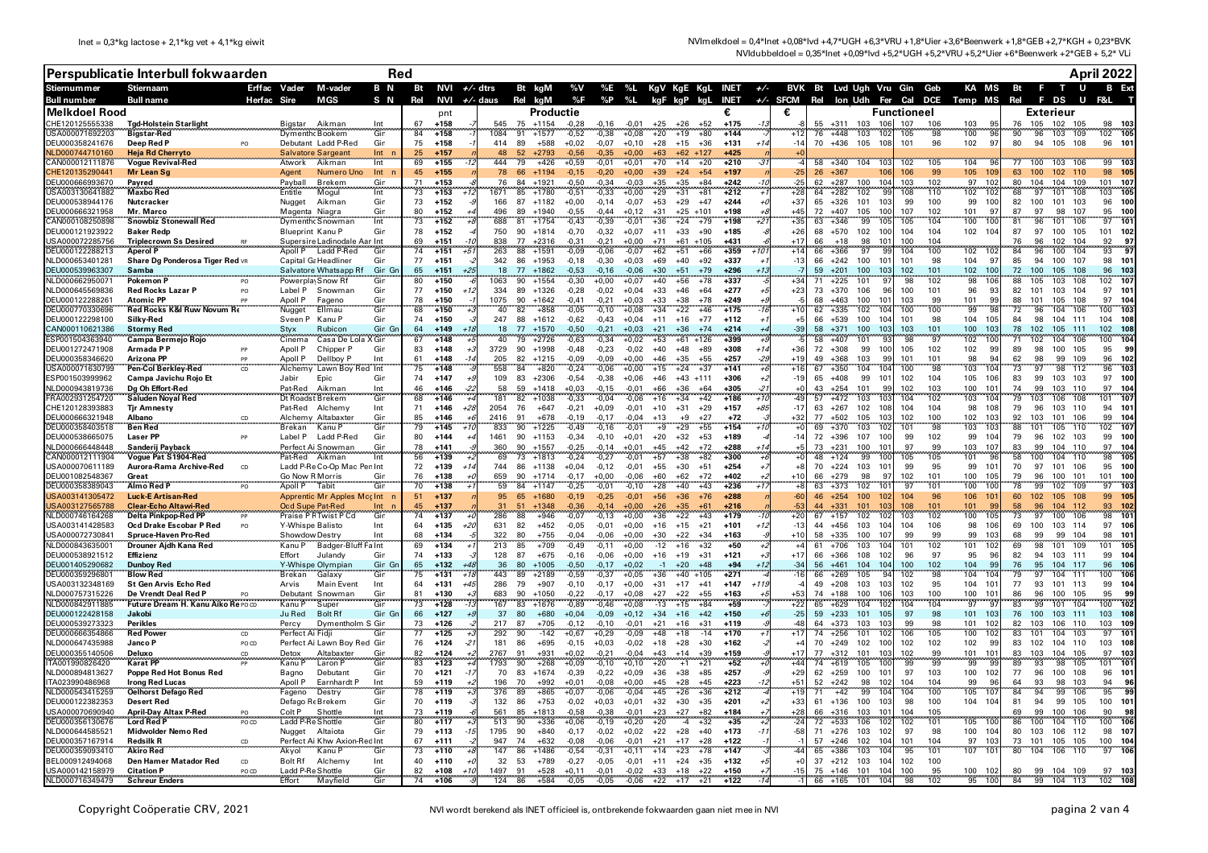Inet = 0,3*kg lactose + 2,1*kg vet + 4,1*kg eiwit

NVImelkdoel = 0,4*Inet +0,08*lvd +4,7*UGH +6,3*VRU +1,8*Uier +3,6*Beenwerk +1,8*GEB +2,7*KGH + 0,23*BVK

NVIdubbeldoel = 0,35*Inet +0,09*lvd +5,2*UGH +5,2*VRU +5,2*Uier +6*Beenwerk +2*GEB + 5,2* VLi

# Perspublicatie Interbull fokwaarden — Red — April 2022

## Melkdoel Rood

| Stiernummer | Stiernaam | Erffac | Vader | M-vader | B N | Bt | NVI | +/- | dtrs | Bt | kgM | %V | %E | %L | KgV | KgE | KgL | INET | +/- | BVK | Bt | Lvd | Udh | Vru | Gin | Geb | KA | MS | Bt | F | T | U | B | Ext |
|---|---|---|---|---|---|---|---|---|---|---|---|---|---|---|---|---|---|---|---|---|---|---|---|---|---|---|---|---|---|---|---|---|---|---|
| Bull number | Bull name | Herfac | Sire | MGS | S N | Rel | NVI | +/- | daus | Rel | kgM | %F | %P | %L | kgF | kgP | kgL | INET | +/- | SFCM | Rel | lon | Udh | Fer | Cal | DCE | Temp | MS | Rel | F | DS | U | F&L | T |
| | | | | | | | pnt | | | | Productie | | | | | | | € | | € | Functioneel | | | | | | | | Exterieur | | | | | |
| CHE120125555338 | Tgd-Holstein Starlight | | Bigstar | Aikman | Int | 67 | +158 | -7 | 545 | 75 | +1154 | -0,28 | -0,16 | -0,01 | +25 | +26 | +52 | +175 | -13 | -8 | 55 | +311 | 103 | 106 | 107 | 106 | 103 | 95 | 76 | 105 | 102 | 105 | 98 | 103 |
| USA000071692203 | Bigstar-Red | | Dymenthe | Bookem | Gir | 84 | +158 | -7 | 1084 | 91 | +1577 | -0,52 | -0,38 | +0,08 | +20 | +19 | +80 | +144 | -7 | +12 | 76 | +448 | 103 | 102 | 105 | 98 | 100 | 96 | 90 | 96 | 103 | 109 | 102 | 105 |
| DEU000358241676 | Deep Red P | PO | Debutant | Ladd P-Red | Gir | 75 | +158 | -1 | 414 | 89 | +588 | +0,02 | -0,07 | +0,10 | +28 | +15 | +36 | +131 | +14 | -14 | 70 | +436 | 105 | 108 | 101 | 96 | 102 | 97 | 80 | 94 | 105 | 108 | 96 | 101 |
| NLD000744710160 | Heja Rd Cherryto | | Salvatore | Sargeant | Int n | 25 | +157 | | 48 | 52 | +2793 | -0,56 | -0,35 | +0,00 | +63 | +62 | +127 | +425 | | +0 | | | | | | | | | | | | | | |
| CAN000012111876 | Vogue Revival-Red | | Atwork | Aikman | Int | 69 | +155 | -12 | 444 | 79 | +426 | +0,59 | -0,01 | +0,01 | +70 | +14 | +20 | +210 | -31 | -4 | 58 | +340 | 104 | 103 | 102 | 105 | 104 | 96 | 77 | 100 | 103 | 106 | 99 | 103 |
| CHE120135290441 | Mr Lean Sg | | Agent | Numero Uno | Int n | 45 | +155 | | 78 | 66 | +1194 | -0,15 | -0,20 | +0,00 | +39 | +24 | +54 | +197 | | -25 | 26 | +367 | | 106 | 106 | 99 | 105 | 109 | 63 | 100 | 102 | 110 | 98 | 105 |
| DEU000666993670 | Payred | | Payball | Brekem | Gir | 71 | +153 | -8 | 76 | 84 | +1921 | -0,50 | -0,34 | -0,03 | +35 | +35 | +84 | +242 | -10 | -25 | 62 | +287 | 100 | 104 | 103 | 102 | 97 | 102 | 80 | 104 | 104 | 109 | 101 | 107 |
| USA003130641882 | Maxbo Red | | Entitle | Mogul | Int | 73 | +153 | +12 | 1671 | 85 | +1780 | -0,51 | -0,33 | +0,00 | +29 | +31 | +81 | +212 | +1 | +28 | 64 | +282 | 102 | 99 | 108 | 110 | 102 | 102 | 68 | 97 | 101 | 108 | 103 | 105 |
| DEU000538944176 | Nutcracker | | Nugget | Aikman | Gir | 73 | +152 | -9 | 166 | 87 | +1182 | +0,00 | -0,14 | -0,07 | +53 | +29 | +47 | +244 | +0 | +37 | 65 | +326 | 101 | 103 | 99 | 100 | 99 | 100 | 82 | 100 | 101 | 103 | 96 | 100 |
| DEU000666321958 | Mr. Marco | | Magenta | Niagra | Gir | 80 | +152 | +4 | 496 | 89 | +1940 | -0,55 | -0,44 | +0,12 | +31 | +25 | +101 | +198 | +8 | +45 | 72 | +407 | 105 | 100 | 107 | 102 | 101 | 97 | 87 | 97 | 98 | 107 | 95 | 100 |
| CAN000010250898 | Snowbiz Stonewall Red | | Dymenthe | Snowman | Int | 73 | +152 | +8 | 688 | 81 | +1754 | -0,43 | -0,39 | -0,01 | +36 | +24 | +79 | +198 | +21 | +35 | 63 | +346 | 99 | 105 | 105 | 104 | 100 | 100 | 81 | 96 | 101 | 106 | 97 | 101 |
| DEU000121923922 | Baker Redp | | Blueprint | Kanu P | Gir | 78 | +152 | -4 | 750 | 90 | +1814 | -0,70 | -0,32 | +0,07 | +11 | +33 | +90 | +185 | -8 | +26 | 68 | +570 | 102 | 100 | 104 | 104 | 102 | 104 | 87 | 97 | 100 | 105 | 101 | 102 |
| USA000072285756 | Triplecrown Ss Desired | RF | Supersire | Ladinodale Aar | Int | 69 | +151 | -10 | 838 | 77 | +2316 | -0,31 | -0,21 | +0,00 | +71 | +61 | +105 | +431 | -8 | +17 | 66 | +18 | 98 | 101 | 100 | 104 | | | 76 | 96 | 102 | 104 | 92 | 97 |
| DEU000122288213 | Aperol P | | Apoll P | Ladd P-Red | Gir | 74 | +151 | +51 | 263 | 88 | +1591 | -0,09 | -0,06 | -0,07 | +62 | +51 | +66 | +359 | +101 | +14 | 66 | +366 | 97 | 99 | 104 | 100 | 102 | 102 | 84 | 96 | 100 | 104 | 93 | 97 |
| NLD000653401281 | Share Dg Ponderosa Tiger Red | VR | Capital Ga | Headliner | Gir | 77 | +151 | -5 | 342 | 86 | +1953 | -0,18 | -0,30 | +0,03 | +69 | +40 | +92 | +337 | +1 | -13 | 66 | +242 | 100 | 101 | 101 | 98 | 104 | 97 | 85 | 94 | 100 | 107 | 98 | 101 |
| DEU000539963307 | Samba | | Salvatore | Whatsapp Rf | Gir Gn | 65 | +151 | +25 | 18 | 77 | +1862 | -0,53 | -0,16 | -0,06 | +30 | +51 | +79 | +296 | +13 | -7 | 59 | +201 | 100 | 103 | 102 | 101 | 102 | 100 | 72 | 100 | 105 | 108 | 96 | 103 |
| NLD000662950071 | Pokemon P | PO | Powerplay | Snow Rf | Gir | 80 | +150 | -6 | 1063 | 90 | +1554 | -0,30 | +0,00 | -0,07 | +40 | +56 | +78 | +337 | -5 | +34 | 71 | +225 | 101 | 97 | 98 | 102 | 98 | 106 | 88 | 105 | 103 | 108 | 102 | 107 |
| DEU000645569836 | Red Rocks Lazar P | PO | Label P | Snowman | Gir | 77 | +150 | +12 | 334 | 89 | +1326 | -0,28 | -0,02 | +0,04 | +33 | +46 | +64 | +277 | +5 | +23 | 73 | +370 | 106 | 96 | 100 | 101 | 96 | 93 | 82 | 101 | 103 | 104 | 97 | 101 |
| DEU000122288261 | Atomic PP | PP | Apoll P | Fageno | Gir | 78 | +150 | -1 | 1075 | 90 | +1642 | -0,41 | -0,21 | +0,03 | +33 | +38 | +78 | +249 | +9 | -5 | 68 | +463 | 100 | 101 | 103 | 99 | 101 | 99 | 88 | 101 | 105 | 108 | 97 | 104 |
| DEU000770330696 | Red Rocks K&I Ruw Novum Re | | Nugget | Ellmau | Gir | 68 | +150 | +3 | 40 | 82 | +858 | -0,05 | -0,10 | +0,08 | +34 | +22 | +46 | +175 | -16 | +10 | 62 | +335 | 102 | 104 | 100 | 100 | 99 | 98 | 72 | 96 | 104 | 106 | 100 | 103 |
| DEU000122298100 | Silky-Red | | Sveen P | Kanu P | Gir | 74 | +150 | -3 | 247 | 88 | +1612 | -0,62 | -0,43 | +0,04 | +11 | +16 | +77 | +112 | +1 | +5 | 66 | +539 | 100 | 104 | 101 | 98 | 104 | 105 | 84 | 98 | 104 | 111 | 104 | 108 |
| CAN000010621386 | Stormy Red | | Styx | Rubicon | Gir Gn | 64 | +149 | +18 | 18 | 77 | +1570 | -0,50 | -0,21 | +0,03 | +21 | +36 | +74 | +214 | +4 | -39 | 58 | +371 | 100 | 103 | 103 | 101 | 100 | 103 | 78 | 102 | 105 | 111 | 102 | 108 |
| ESP001504363940 | Campa Bermejo Rojo | | Cinema | Casa De Lola X | Gir | 67 | +148 | +5 | 40 | 79 | +2726 | -0,63 | -0,34 | +0,02 | +53 | +61 | +126 | +399 | +9 | -5 | 58 | +407 | 101 | 93 | 98 | 97 | 102 | 100 | 71 | 102 | 104 | 106 | 95 | 104 |
| DEU001272471908 | Armada P P | PP | Apoll P | Chipper P | Gir | 83 | +148 | +3 | 3729 | 90 | +1998 | -0,48 | -0,23 | -0,02 | +40 | +48 | +89 | +308 | +14 | +36 | 72 | +308 | 99 | 100 | 105 | 102 | 102 | 99 | 89 | 98 | 100 | 105 | 95 | 99 |
| DEU000358346620 | Arizona PP | PP | Apoll P | Dellboy P | Int | 61 | +148 | +4 | 205 | 82 | +1215 | -0,09 | -0,09 | +0,00 | +46 | +35 | +55 | +257 | -29 | +19 | 49 | +368 | 103 | 99 | 101 | 101 | 98 | 94 | 62 | 98 | 99 | 109 | 96 | 102 |
| NLD000671630799 | Pen-Col Berkley-Red | CD | Alchemy | Lawn Boy Red | Int | 75 | +148 | +9 | 558 | 84 | +820 | -0,24 | -0,06 | +0,00 | +15 | +24 | +37 | +141 | +6 | +16 | 67 | +350 | 104 | 104 | 100 | 98 | 103 | 104 | 73 | 97 | 98 | 112 | 96 | 103 |
| ESP001503999962 | Campa Javichu Rojo Et | | Jabir | Epic | Gir | 74 | +147 | +9 | 109 | 83 | +2306 | -0,54 | -0,38 | +0,06 | +46 | +43 | +111 | +306 | +2 | -19 | 65 | +408 | 99 | 101 | 102 | 104 | 105 | 106 | 83 | 99 | 103 | 103 | 97 | 100 |
| NLD000943819736 | Dg Oh Effort-Red | | Pat-Red | Aikman | Int | 46 | +147 | -22 | 58 | 59 | +1418 | +0,03 | -0,15 | -0,01 | +66 | +36 | +64 | +305 | -21 | +0 | 43 | +254 | 101 | 99 | 102 | 103 | 100 | 101 | 74 | 99 | 103 | 110 | 97 | 104 |
| FRA002931254720 | Saluden Noyal Red | | Dt Roadst | Brekem | Gir | 68 | +146 | +4 | 181 | 82 | +1038 | -0,33 | -0,04 | -0,06 | +16 | +34 | +42 | +186 | +10 | -49 | 57 | +472 | 103 | 103 | 104 | 102 | 103 | 104 | 79 | 103 | 106 | 108 | 101 | 107 |
| CHE120128393883 | Tjr Amnesty | | Pat-Red | Alchemy | Int | 71 | +146 | +28 | 2054 | 76 | +647 | -0,21 | +0,09 | -0,01 | +10 | +31 | +29 | +157 | +85 | -17 | 63 | +267 | 102 | 108 | 104 | 104 | 98 | 108 | 79 | 96 | 103 | 110 | 94 | 101 |
| DEU000666321948 | Albano | CD | Alchemy | Altabaxter | Gir | 85 | +146 | +6 | 2416 | 91 | +678 | -0,19 | -0,17 | -0,04 | +13 | +9 | +27 | +72 | -3 | +32 | 77 | +502 | 105 | 103 | 102 | 100 | 102 | 103 | 92 | 103 | 101 | 106 | 99 | 104 |
| DEU000358403518 | Ben Red | | Brekan | Kanu P | Gir | 79 | +145 | +10 | 833 | 90 | +1225 | -0,49 | -0,16 | -0,01 | +8 | +29 | +55 | +154 | +10 | +0 | 69 | +370 | 103 | 103 | 101 | 98 | 103 | 103 | 88 | 101 | 105 | 110 | 102 | 107 |
| DEU000358665075 | Laser PP | PP | Label P | Ladd P-Red | Gir | 80 | +144 | +4 | 1461 | 90 | +1153 | -0,34 | -0,10 | +0,01 | +20 | +32 | +53 | +189 | -3 | +12 | 72 | +396 | 107 | 100 | 99 | 102 | 99 | 104 | 79 | 96 | 102 | 103 | 99 | 100 |
| NLD000666448448 | Sanderij Payback | | Perfect Ai | Snowman | Gir | 78 | +141 | -9 | 360 | 90 | +1557 | -0,25 | -0,14 | +0,01 | +45 | +42 | +72 | +288 | +14 | +5 | 73 | +231 | 100 | 101 | 97 | 99 | 103 | 107 | 83 | 99 | 104 | 110 | 97 | 104 |
| CAN000012111904 | Vogue Pat S1904-Red | | Pat-Red | Aikman | Int | 56 | +139 | +2 | 69 | 73 | +1813 | -0,24 | -0,27 | -0,01 | +57 | +38 | +82 | +300 | +8 | +0 | 48 | +124 | 99 | 100 | 105 | 105 | 101 | 96 | 58 | 100 | 104 | 110 | 98 | 105 |
| USA000070611189 | Aurora-Rama Archive-Red | CD | Ladd P-Re | Co-Op Mac Pen | Int | 72 | +139 | +14 | 744 | 86 | +1138 | +0,04 | -0,12 | -0,01 | +55 | +30 | +51 | +254 | +7 | +8 | 70 | +224 | 103 | 101 | 99 | 95 | 99 | 101 | 70 | 97 | 101 | 106 | 95 | 100 |
| DEU001082548367 | Great | | Go Now R | Morris | Gir | 76 | +138 | +0 | 659 | 90 | +1714 | -0,17 | +0,00 | -0,06 | +60 | +62 | +72 | +402 | +2 | +10 | 66 | +279 | 98 | 97 | 102 | 101 | 100 | 100 | 79 | 96 | 100 | 101 | 101 | 100 |
| DEU000358389043 | Almo Red P | PO | Apoll P | Tabit | Gir | 70 | +138 | +1 | 59 | 84 | +1147 | -0,25 | -0,01 | -0,10 | +28 | +40 | +43 | +236 | +17 | +8 | 63 | +373 | 102 | 101 | 97 | 101 | 100 | 100 | 78 | 99 | 102 | 109 | 97 | 103 |
| USA003141305472 | Luck-E Artisan-Red | | Apprentic | Mr Apples Mcc | Int n | 51 | +137 | | 95 | 65 | +1680 | -0,19 | -0,25 | -0,01 | +56 | +36 | +76 | +288 | | -60 | 46 | +254 | 100 | 102 | 104 | 96 | 106 | 101 | 60 | 102 | 105 | 108 | 99 | 105 |
| USA003127565788 | Clear-Echo Altawi-Red | | Ocd Supe | Pat-Red | Int n | 45 | +137 | | 31 | 51 | +1348 | -0,36 | -0,14 | +0,00 | +26 | +35 | +61 | +216 | | -53 | 44 | +331 | 101 | 103 | 108 | 101 | 101 | 99 | 58 | 96 | 104 | 112 | 93 | 102 |
| NLD000746164268 | Delta Pinkpop-Red PP | PP | Praise P R | Twist P Cd | Gir | 74 | +137 | +0 | 286 | 88 | +946 | -0,07 | -0,13 | +0,00 | +36 | +22 | +43 | +179 | -10 | +20 | 67 | +157 | 102 | 102 | 103 | 102 | 100 | 105 | 73 | 97 | 100 | 106 | 98 | 101 |
| USA003141428583 | Ocd Drake Escobar P Red | PO | Y-Whisper | Balisto | Int | 64 | +135 | +20 | 631 | 82 | +452 | -0,05 | -0,01 | +0,00 | +16 | +15 | +21 | +101 | +12 | -13 | 44 | +456 | 103 | 104 | 104 | 106 | 98 | 106 | 69 | 100 | 103 | 114 | 97 | 106 |
| USA000072730841 | Spruce-Haven Pro-Red | | Showdow | Destry | Int | 68 | +134 | -5 | 322 | 80 | +755 | -0,04 | -0,06 | +0,00 | +30 | +22 | +34 | +163 | -9 | +10 | 58 | +335 | 100 | 107 | 99 | 99 | 99 | 103 | 68 | 99 | 99 | 104 | 98 | 101 |
| NLD000843635001 | Drouner Ajdh Kana Red | | Kanu P | Badger-Bluff Fa | Int | 69 | +134 | +1 | 213 | 85 | +709 | -0,49 | -0,11 | +0,00 | -12 | +16 | +32 | +50 | +2 | +4 | 61 | +706 | 103 | 104 | 101 | 102 | 101 | 102 | 69 | 98 | 101 | 109 | 101 | 105 |
| DEU000538921512 | Effizienz | | Effort | Julandy | Gir | 74 | +133 | -3 | 128 | 87 | +675 | -0,16 | -0,06 | +0,00 | +16 | +19 | +31 | +121 | +3 | +17 | 66 | +366 | 108 | 102 | 96 | 97 | 95 | 96 | 82 | 94 | 103 | 111 | 99 | 104 |
| DEU001405290082 | Dunboy Red | | Y-Whisper | Olympian | Gir Gn | 65 | +132 | +48 | 36 | 80 | +1005 | -0,50 | -0,17 | +0,02 | -1 | +20 | +48 | +94 | +12 | -34 | 56 | +461 | 104 | 104 | 100 | 102 | 104 | 99 | 76 | 95 | 104 | 117 | 96 | 106 |
| DEU000359296801 | Blow Red | | Brekan | Galaxy | Gir | 75 | +131 | +18 | 443 | 89 | +2189 | -0,59 | -0,37 | +0,05 | +36 | +40 | +105 | +271 | -5 | -16 | 66 | +269 | 105 | 94 | 102 | 98 | 104 | 104 | 79 | 97 | 104 | 111 | 97 | 104 |
| USA003132348169 | St Gen Arvis Echo Red | | Arvis | Main Event | Int | 64 | +131 | +45 | 286 | 79 | +907 | -0,10 | -0,17 | +0,00 | +31 | +17 | +41 | +147 | +119 | -4 | 49 | +208 | 103 | 103 | 102 | 95 | 104 | 101 | 77 | 93 | 101 | 113 | 99 | 104 |
| NLD000757315226 | De Vrendt Deal Red P | PO | Debutant | Snowman | Gir | 81 | +130 | +3 | 683 | 90 | +1050 | -0,22 | -0,17 | +0,08 | +27 | +22 | +55 | +163 | +5 | +53 | 74 | +188 | 100 | 106 | 103 | 100 | 100 | 101 | 86 | 96 | 100 | 105 | 95 | 99 |
| NLD000842911885 | Future Dream H. Kanu Aiko Re | PO CD | Kanu P | Super | Gir | 73 | +128 | -13 | 167 | 83 | +1676 | -0,89 | -0,46 | +0,08 | -13 | +15 | +84 | +59 | -7 | +22 | 65 | +629 | 104 | 102 | 104 | 104 | 97 | 97 | 83 | 99 | 101 | 104 | 100 | 102 |
| DEU000122428158 | Jakobi | | Ju Red | Bolt Rf | Gir Gn | 66 | +127 | +9 | 37 | 80 | +680 | +0,04 | -0,09 | +0,12 | +34 | +16 | +42 | +150 | +6 | -25 | 59 | +233 | 101 | 105 | 97 | 98 | 101 | 103 | 76 | 100 | 103 | 111 | 103 | 108 |
| DEU000539273323 | Perikles | | Percy | Dymentholm S | Gir | 73 | +126 | -2 | 217 | 87 | +705 | -0,12 | -0,10 | -0,01 | +21 | +16 | +31 | +119 | -9 | -48 | 64 | +373 | 103 | 103 | 99 | 98 | 101 | 102 | 82 | 103 | 106 | 110 | 103 | 109 |
| DEU000666364866 | Red Power | CD | Perfect Ai | Fidji | Gir | 77 | +125 | +3 | 292 | 90 | -142 | +0,67 | +0,29 | -0,09 | +48 | +18 | -14 | +170 | +1 | +17 | 74 | +256 | 101 | 102 | 106 | 105 | 100 | 102 | 83 | 101 | 104 | 103 | 97 | 101 |
| NLD000647435988 | Janco P | PO CD | Perfect Ai | Lawn Boy Red | Gir | 76 | +124 | -21 | 181 | 86 | +695 | -0,15 | +0,03 | -0,02 | +18 | +28 | +30 | +162 | -2 | +4 | 70 | +249 | 102 | 100 | 102 | 102 | 102 | 99 | 83 | 102 | 104 | 110 | 103 | 108 |
| DEU000355140506 | Deluxo | CD | Detox | Altabaxter | Gir | 82 | +124 | +2 | 2767 | 91 | +931 | +0,02 | -0,21 | -0,04 | +43 | +14 | +39 | +159 | -4 | +77 | 77 | +312 | 101 | 103 | 103 | 102 | 99 | 101 | 83 | 103 | 104 | 105 | 97 | 103 |
| ITA001990826420 | Karat PP | PP | Kanu P | Laron P | Gir | 83 | +123 | +3 | 1793 | 90 | +268 | +0,09 | -0,10 | +0,10 | +20 | +1 | +21 | +52 | +0 | +44 | 74 | +619 | 105 | 100 | 99 | 99 | 99 | 99 | 89 | 93 | 98 | 105 | 101 | 101 |
| NLD000894813627 | Poppe Red Hot Bonus Red | | Bagno | Debutant | Gir | 70 | +121 | -17 | 70 | 83 | +1674 | -0,39 | -0,22 | +0,09 | +36 | +38 | +85 | +257 | -9 | +29 | 62 | +259 | 100 | 101 | 97 | 103 | 100 | 102 | 77 | 96 | 100 | 108 | 96 | 101 |
| ITA023990486968 | Irong Red Lucas | | Apoll P | Earnhardt P | Int | 59 | +119 | +2 | 196 | 70 | +992 | +0,01 | -0,08 | +0,00 | +45 | +28 | +45 | +223 | -12 | +51 | 52 | +242 | 98 | 102 | 104 | 99 | 99 | 96 | 64 | 93 | 98 | 103 | 94 | 96 |
| NLD000543415259 | Oelhorst Defago Red | | Fageno | Destry | Gir | 78 | +119 | +3 | 376 | 89 | +865 | +0,07 | -0,06 | -0,04 | +45 | +26 | +36 | +212 | -4 | +19 | 71 | +42 | 99 | 104 | 104 | 100 | 105 | 107 | 84 | 94 | 99 | 106 | 95 | 99 |
| DEU000122382353 | Desert Red | | Defago Re | Brekem | Gir | 75 | +119 | -3 | 132 | 86 | +753 | -0,02 | +0,03 | +0,01 | +32 | +30 | +35 | +201 | +2 | +33 | 61 | +136 | 100 | 103 | 98 | 100 | 104 | 104 | 81 | 94 | 99 | 105 | 100 | 101 |
| USA000070690940 | April-Day Altax P-Red | PO | Colt P | Shottle | Int | 73 | +119 | -4 | 561 | 85 | +1813 | -0,58 | -0,38 | -0,01 | +23 | +27 | +82 | +184 | +7 | +28 | 66 | +316 | 103 | 101 | 104 | 105 | | | 69 | 99 | 100 | 106 | 90 | 98 |
| DEU000356130676 | Lord Red P | PO CD | Ladd P-Re | Shottle | Gir | 80 | +117 | +3 | 513 | 90 | +336 | +0,06 | -0,19 | +0,20 | +20 | -4 | +32 | +35 | +2 | -24 | 72 | +533 | 106 | 102 | 102 | 101 | 105 | 100 | 86 | 100 | 104 | 110 | 100 | 106 |
| NLD000644585521 | Midwolder Nemo Red | | Nugget | Altaiota | Gir | 79 | +113 | -15 | 1795 | 90 | +840 | -0,17 | -0,02 | +0,02 | +22 | +28 | +40 | +173 | -11 | -58 | 71 | +276 | 103 | 103 | 97 | 100 | 104 | 100 | 80 | 103 | 106 | 112 | 98 | 107 |
| DEU000357167914 | Redsilk R | CD | Perfect Ai | Khw Axion-Red | Int | 67 | +111 | -1 | 947 | 74 | +632 | -0,08 | -0,06 | -0,01 | +21 | +17 | +29 | +124 | -1 | -1 | 57 | +246 | 102 | 104 | 101 | 104 | 97 | 103 | 73 | 101 | 105 | 105 | 100 | 104 |
| DEU000359093410 | Akiro Red | | Akyol | Kanu P | Gir | 73 | +110 | +8 | 147 | 86 | +1486 | -0,54 | -0,31 | +0,11 | +14 | +23 | +78 | +147 | -3 | -44 | 65 | +386 | 103 | 104 | 95 | 101 | 107 | 101 | 80 | 104 | 106 | 110 | 97 | 106 |
| BEL000912494068 | Den Hamer Matador Red | CD | Bolt Rf | Alchemy | Int | 40 | +110 | +0 | 32 | 53 | +789 | -0,27 | -0,05 | -0,01 | +11 | +24 | +35 | +132 | +5 | +0 | 37 | +212 | 103 | 104 | 102 | 100 | | | 59 | 98 | 102 | 110 | 97 | 100 |
| USA000142158979 | Citation P | PO CD | Ladd P-Re | Shottle | Gir | 82 | +108 | +10 | 1497 | 91 | +528 | +0,11 | -0,01 | -0,02 | +33 | +18 | +22 | +150 | +4 | -15 | 75 | +146 | 101 | 104 | 100 | 95 | 100 | 102 | 89 | 99 | 104 | 109 | 97 | 102 |
| NLD000716349479 | Schreur Enders | | Effort | Mayfield | Gir | 74 | +106 | -3 | 124 | 86 | +584 | -0,05 | -0,05 | -0,06 | +22 | +17 | +21 | +122 | -14 | -1 | 66 | +165 | 101 | 104 | 98 | 102 | 95 | 100 | 84 | 99 | 104 | 113 | 102 | 108 |

NVI wordt berekend als INET officieel is, ontbrekende fokwaarden gaan niet mee in NVI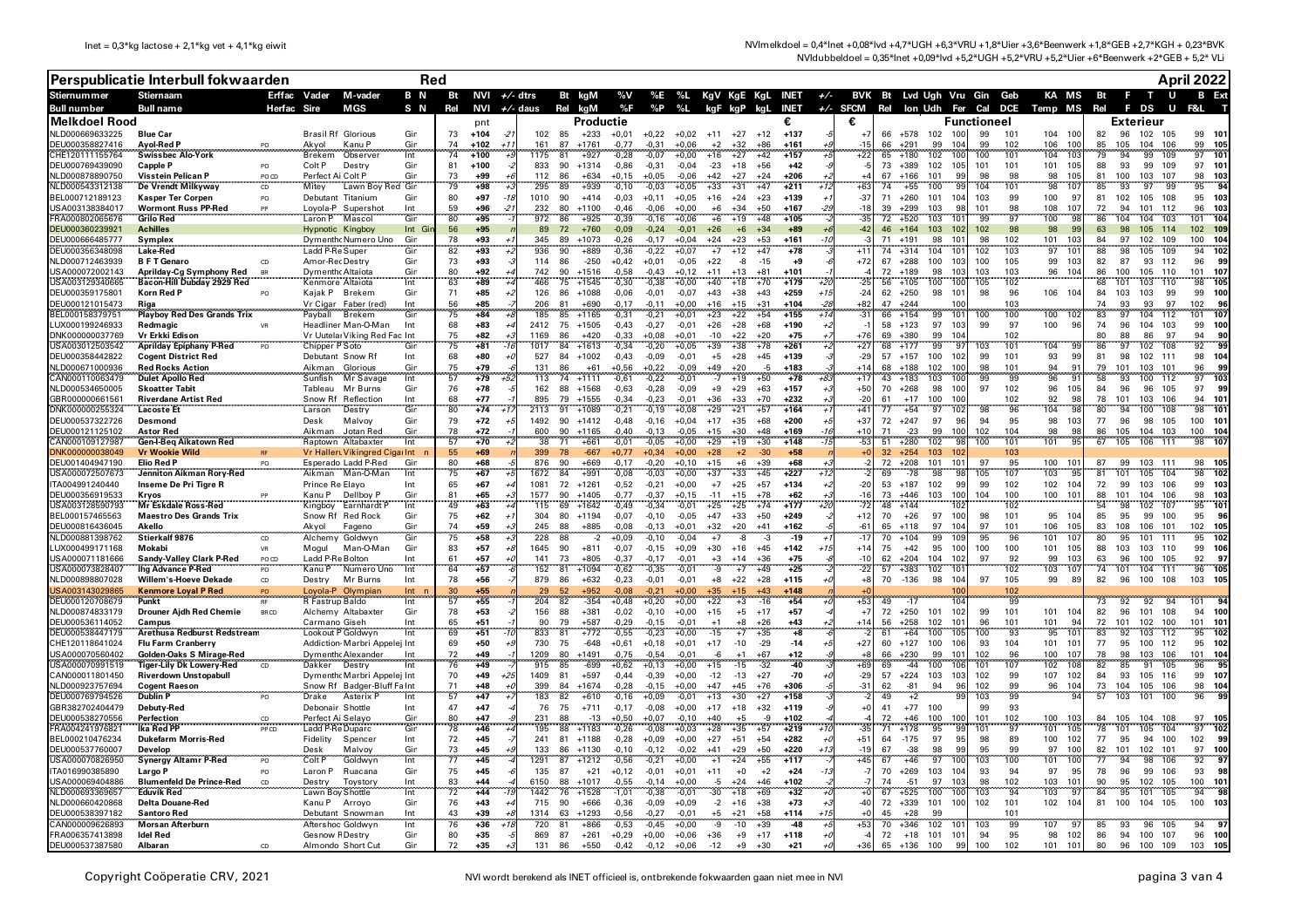Inet = 0,3*kg lactose + 2,1*kg vet + 4,1*kg eiwit

NVImelkdoel = 0,4*Inet +0,08*lvd +4,7*UGH +6,3*VRU +1,8*Uier +3,6*Beenwerk +1,8*GEB +2,7*KGH + 0,23*BVK
NVIdubbeldoel = 0,35*Inet +0,09*lvd +5,2*UGH +5,2*VRU +5,2*Uier +6*Beenwerk +2*GEB + 5,2* VLi

# Perspublicatie Interbull fokwaarden Red April 2022

| Stiernummer | Stiernaam | Erffac | Vader | M-vader | B N | Bt | NVI | +/- | dtrs | Bt | kgM | %V | %E | %L | KgV | KgE | KgL | INET | +/- | BVK | Bt | Lvd | Ugh | Vru | Gin | Geb | KA | MS | Bt | F | T | U | B | Ext |
|---|---|---|---|---|---|---|---|---|---|---|---|---|---|---|---|---|---|---|---|---|---|---|---|---|---|---|---|---|---|---|---|---|---|---|
| Bull number | Bull name | Herfac | Sire | MGS | S N | Rel | NVI | +/- | daus | Rel | kgM | %F | %P | %L | kgF | kgP | kgL | INET | +/- | SFCM | Rel | lon | Udh | Fer | Cal | DCE | Temp | MS | Rel | F | DS | U | F&L | T |
| **Melkdoel Rood** | | | | | | | pnt | | | | Productie | | | | | | | € | | € | | | Functioneel | | | | | | | Exterieur | | | | |
| NLD000669633225 | Blue Car | | Brasil Rf | Glorious | Gir | 73 | +104 | -2 | 102 | 85 | +233 | +0,01 | +0,22 | +0,02 | +11 | +27 | +12 | +137 | -5 | +7 | 66 | +578 | 102 | 100 | 99 | 101 | 104 | 100 | 82 | 96 | 102 | 105 | 99 | 101 |
| DEU000358827416 | Ayol-Red P | PO | Akyol | Kanu P | Gir | 74 | +102 | +1 | 161 | 87 | +1761 | -0,77 | -0,31 | +0,06 | +2 | +32 | +86 | +161 | +9 | -15 | 66 | +291 | 99 | 104 | 99 | 102 | 106 | 100 | 85 | 105 | 104 | 106 | 99 | 105 |
| CHE120111155764 | Swissbec Alo-York | | Brekem | Observer | Int | 74 | +100 | +9 | 1175 | 81 | +927 | -0,28 | -0,07 | +0,00 | +16 | +27 | +42 | +157 | +5 | +22 | 65 | +180 | 102 | 100 | 100 | 101 | 104 | 103 | 79 | 94 | 99 | 109 | 97 | 101 |
| DEU000769439090 | Capple P | PO | Colt P | Destry | Gir | 81 | +100 | -2 | 833 | 90 | +1314 | -0,86 | -0,31 | -0,04 | -23 | +18 | +56 | +42 | -9 | -5 | 73 | +389 | 102 | 105 | 101 | 101 | 101 | 105 | 88 | 93 | 99 | 109 | 97 | 101 |
| NLD000878890750 | Visstein Pelican P | PO CD | Perfect Ai | Colt P | Gir | 73 | +99 | +6 | 112 | 86 | +634 | +0,15 | +0,05 | -0,06 | +42 | +27 | +24 | +206 | +2 | +4 | 67 | +166 | 101 | 99 | 98 | 98 | 98 | 105 | 81 | 100 | 103 | 107 | 98 | 103 |
| NLD000543312138 | De Vrendt Milkyway | CD | Mitey | Lawn Boy Red | Gir | 79 | +98 | +3 | 295 | 89 | +939 | -0,10 | -0,03 | +0,05 | +33 | +31 | +47 | +211 | +12 | +63 | 74 | +55 | 100 | 99 | 104 | 101 | 98 | 107 | 85 | 93 | 97 | 99 | 95 | 94 |
| BEL000712189123 | Kasper Ter Corpen | PO | Debutant | Titanium | Gir | 80 | +97 | -18 | 1010 | 90 | +414 | -0,03 | +0,11 | +0,05 | +16 | +24 | +23 | +139 | +1 | -37 | 71 | +260 | 101 | 104 | 103 | 99 | 100 | 97 | 81 | 102 | 105 | 108 | 95 | 103 |
| USA003138384017 | Wormont Russ PP-Red | PP | Loyola-P | Supershot | Int | 59 | +96 | -21 | 232 | 80 | +1100 | -0,46 | -0,06 | +0,00 | +6 | +34 | +50 | +167 | -29 | -18 | 39 | +299 | 103 | 98 | 101 | 98 | 108 | 107 | 72 | 94 | 101 | 112 | 96 | 103 |
| FRA000802065676 | Grilo Red | | Laron P | Mascol | Gir | 80 | +95 | | 972 | 86 | +925 | -0,39 | -0,16 | +0,06 | +6 | +19 | +48 | +105 | -2 | -35 | 72 | +520 | 103 | 101 | 99 | 97 | 100 | 98 | 86 | 104 | 104 | 103 | 101 | 104 |
| DEU000360239921 | Achilles | | Hypnotic | Kingboy | Int Gir | 56 | +95 | | 89 | 72 | +760 | -0,09 | -0,24 | -0,01 | +26 | +6 | +34 | +89 | +6 | -42 | 46 | +164 | 103 | 102 | 102 | 98 | 98 | 99 | 63 | 98 | 105 | 114 | 102 | 109 |
| DEU000666485777 | Symplex | | Dymenthc | Numero Uno | Gir | 78 | +93 | +1 | 345 | 89 | +1073 | -0,26 | -0,17 | +0,04 | +24 | +23 | +53 | +161 | -10 | -3 | 71 | +191 | 98 | 101 | 98 | 102 | 101 | 103 | 84 | 97 | 102 | 109 | 100 | 104 |
| DEU000356348098 | Lake-Red | | Ladd P-Re | Super | Gir | 82 | +93 | +2 | 936 | 90 | +889 | -0,36 | -0,22 | +0,07 | +7 | +12 | +47 | +78 | -3 | +11 | 74 | +314 | 104 | 101 | 102 | 103 | 97 | 101 | 88 | 98 | 105 | 109 | 94 | 102 |
| NLD000712463939 | B F T Genaro | CD | Amor-Red | Destry | Gir | 73 | +93 | -3 | 114 | 86 | -250 | +0,42 | +0,01 | -0,05 | +22 | -8 | -15 | +9 | -6 | +72 | 67 | +288 | 100 | 103 | 100 | 105 | 99 | 103 | 82 | 87 | 93 | 112 | 96 | 99 |
| USA000072002143 | Aprilday-Cg Symphony Red | BR | Dymenthc | Altaiota | Gir | 80 | +92 | +4 | 742 | 90 | +1516 | -0,58 | -0,43 | +0,12 | +11 | +13 | +81 | +101 | -1 | -4 | 72 | +189 | 98 | 103 | 103 | 103 | 96 | 104 | 86 | 100 | 105 | 110 | 101 | 107 |
| USA003129340665 | Bacon-Hill Dubday 2929 Red | | Kenmore | Altaiota | Int | 63 | +89 | +4 | 466 | 75 | +1545 | -0,30 | -0,38 | +0,00 | +40 | +18 | +70 | +179 | +20 | -25 | 56 | +105 | 100 | 100 | 105 | 102 | | | 68 | 101 | 103 | 110 | 98 | 105 |
| DEU000359175801 | Korn Red P | PO | Kajak P | Brekem | Gir | 71 | +85 | +2 | 126 | 86 | +1088 | -0,06 | -0,01 | -0,07 | +43 | +38 | +43 | +259 | +15 | -24 | 62 | +250 | 98 | 101 | 98 | 96 | 106 | 104 | 84 | 103 | 103 | 99 | 99 | 100 |
| DEU000121015473 | Riga | | Vr Cigar | Faber (red) | Int | 56 | +85 | -7 | 206 | 81 | +690 | -0,17 | -0,11 | +0,00 | +16 | +15 | +31 | +104 | -28 | +82 | 47 | +244 | | 100 | | 103 | | | 74 | 93 | 93 | 97 | 102 | 96 |
| BEL000158379751 | Playboy Red Des Grands Trix | | Payball | Brekem | Gir | 75 | +84 | +8 | 185 | 85 | +1165 | -0,31 | -0,21 | +0,01 | +23 | +22 | +54 | +155 | +14 | -31 | 66 | +154 | 99 | 101 | 100 | 100 | 100 | 102 | 83 | 97 | 104 | 112 | 101 | 107 |
| LUX000199246933 | Redmagic | VR | Headliner | Man-O-Man | Int | 68 | +83 | +4 | 2412 | 75 | +1505 | -0,43 | -0,27 | -0,01 | +26 | +28 | +68 | +190 | +2 | -1 | 58 | +123 | 97 | 103 | 99 | 97 | 100 | 96 | 74 | 96 | 104 | 103 | 99 | 100 |
| DNK000000037769 | Vr Erkki Edison | | Vr Uutela | Viking Red Fac | Int | 75 | +82 | +3 | 1169 | 86 | +420 | -0,33 | +0,08 | +0,01 | -10 | +22 | +20 | +75 | +7 | +76 | 69 | +380 | 99 | 104 | | 102 | | | 80 | 88 | 86 | 97 | 94 | 90 |
| USA003012503542 | Aprilday Epiphany P-Red | PO | Chipper P | Soto | Gir | 75 | +81 | -16 | 1017 | 84 | +1613 | -0,34 | -0,20 | +0,05 | +39 | +38 | +78 | +261 | +2 | +27 | 68 | +177 | 99 | 97 | 103 | 101 | 104 | 99 | 86 | 97 | 102 | 108 | 92 | 99 |
| DEU000358442822 | Cogent District Red | | Debutant | Snow Rf | Int | 68 | +80 | +0 | 527 | 84 | +1002 | -0,43 | -0,09 | -0,01 | +5 | +28 | +45 | +139 | -3 | -29 | 57 | +157 | 100 | 102 | 99 | 101 | 93 | 99 | 81 | 98 | 102 | 111 | 98 | 104 |
| NLD000671000936 | Red Rocks Action | | Aikman | Glorious | Gir | 75 | +79 | -6 | 131 | 86 | +61 | +0,56 | +0,22 | -0,09 | +49 | +20 | -5 | +183 | -3 | +14 | 68 | +188 | 102 | 100 | 98 | 101 | 94 | 91 | 79 | 101 | 103 | 101 | 96 | 99 |
| CAN000110063479 | Dulet Apollo Red | | Sunfish | Mr Savage | Int | 57 | +79 | +52 | 113 | 74 | +1111 | -0,61 | -0,22 | -0,01 | -7 | +19 | +50 | +78 | +83 | +17 | 43 | +183 | 103 | 100 | 99 | 99 | 96 | 91 | 58 | 93 | 100 | 112 | 97 | 103 |
| NLD000534650005 | Skoatter Tabir | | Tableau | Mr Burns | Gir | 76 | +78 | -5 | 162 | 88 | +1018 | -0,63 | -0,28 | -0,09 | -9 | +29 | +63 | +157 | +3 | +50 | 70 | +268 | 98 | 100 | 97 | 102 | 96 | 105 | 84 | 96 | 96 | 105 | 97 | 99 |
| GBR000000661561 | Riverdane Artist Red | | Snow Rf | Reflection | Int | 68 | +77 | -1 | 895 | 79 | +1555 | -0,34 | -0,23 | -0,01 | +36 | +33 | +70 | +232 | +3 | -20 | 61 | +17 | 100 | 100 | | 102 | 92 | 98 | 78 | 101 | 103 | 106 | 94 | 101 |
| DNK000000255324 | Lacoste Et | | Larson | Destry | Gir | 80 | +74 | +17 | 2113 | 91 | +1089 | -0,21 | -0,19 | +0,08 | +29 | +21 | +57 | +164 | +1 | +41 | 77 | +54 | 97 | 102 | 98 | 96 | 104 | 98 | 80 | 94 | 100 | 108 | 98 | 101 |
| DEU000537322726 | Desmond | | Desk | Malvoy | Gir | 79 | +72 | +5 | 1492 | 90 | +1412 | -0,48 | -0,16 | +0,04 | +17 | +35 | +68 | +200 | +5 | +37 | 72 | +247 | 97 | 96 | 94 | 95 | 98 | 103 | 77 | 96 | 98 | 105 | 100 | 101 |
| DEU000121125102 | Astor Red | | Aikman | Jotan Red | Gir | 78 | +72 | -1 | 600 | 90 | +1165 | -0,40 | -0,13 | -0,05 | +15 | +30 | +48 | +169 | -16 | +10 | 71 | -23 | 99 | 100 | 102 | 104 | 98 | 98 | 86 | 105 | 104 | 103 | 100 | 104 |
| CAN000109127987 | Gen-I-Beq Aikatown Red | | Raptown | Altabaxter | Int | 57 | +70 | +2 | 38 | 71 | +661 | -0,01 | -0,05 | +0,00 | +29 | +19 | +30 | +148 | -15 | -53 | 51 | +280 | 102 | 98 | 100 | 101 | 101 | 95 | 67 | 105 | 106 | 111 | 98 | 107 |
| DNK000000038049 | Vr Wookie Wild | RF | Vr Hallen | Vikingred Cigar | Int n | 55 | +69 | | 399 | 78 | -667 | +0,77 | +0,34 | +0,00 | +28 | +2 | -30 | +58 | | +0 | 32 | +254 | 103 | 102 | | 103 | | | | | | | | |
| DEU001404947190 | Eilo Red P | PO | Esperado | Ladd P-Red | Gir | 80 | +68 | | 876 | 90 | +669 | -0,10 | -0,20 | +0,10 | +15 | +6 | +39 | +68 | -3 | -2 | 72 | -208 | 101 | 101 | 97 | 95 | 100 | 101 | 87 | 99 | 103 | 111 | 98 | 105 |
| USA000072507673 | Jenniton Aikman Rory-Red | | Aikman | Man-O-Man | Int | 75 | +67 | +5 | 1672 | 84 | +991 | -0,08 | -0,03 | +0,00 | +37 | +33 | +45 | +227 | +12 | -2 | 69 | -78 | 98 | 98 | 105 | 107 | 103 | 95 | 81 | 101 | 105 | 104 | 98 | 102 |
| ITA004991240440 | Inseme De Pri Tigre R | | Prince Re | Elayo | Int | 65 | +67 | +4 | 1081 | 72 | +1261 | -0,52 | -0,21 | +0,00 | +7 | +25 | +57 | +134 | +2 | -20 | 53 | +187 | 102 | 99 | 99 | 102 | 102 | 104 | 72 | 99 | 103 | 106 | 99 | 103 |
| DEU000356919533 | Kryos | PP | Kanu P | Dellboy P | Gir | 81 | +65 | +3 | 1577 | 90 | +1405 | -0,77 | -0,37 | +0,15 | -11 | +15 | +78 | +62 | +3 | -16 | 73 | +446 | 103 | 100 | 104 | 100 | 100 | 101 | 88 | 101 | 104 | 106 | 98 | 103 |
| USA003128590793 | Mr Eskdale Ross-Red | | Kingboy | Earnhardt P | Int | 49 | +63 | +4 | 115 | 69 | +1642 | -0,49 | -0,34 | -0,01 | +25 | +25 | +74 | +177 | +20 | -72 | 48 | +144 | | 102 | | 102 | | | 54 | 98 | 102 | 107 | 95 | 101 |
| BEL000157465563 | Maestro Des Grands Trix | | Snow Rf | Red Rock | Gir | 75 | +62 | +1 | 304 | 80 | +1194 | -0,07 | -0,10 | -0,05 | +47 | +33 | +50 | +249 | -2 | +12 | 70 | +26 | 97 | 100 | 98 | 101 | 95 | 104 | 85 | 95 | 99 | 100 | 95 | 96 |
| DEU000816436045 | Akello | | Akyol | Fageno | Gir | 74 | +59 | +3 | 245 | 88 | +885 | -0,08 | -0,13 | +0,01 | +32 | +20 | +41 | +162 | -5 | -61 | 65 | +118 | 97 | 104 | 97 | 101 | 106 | 105 | 83 | 108 | 106 | 101 | 102 | 105 |
| NLD000881398762 | Stierkalf 9876 | CD | Alchemy | Goldwyn | Gir | 75 | +58 | +3 | 228 | 88 | -2 | +0,09 | -0,10 | -0,04 | +7 | -8 | -3 | -19 | +1 | -17 | 70 | +104 | 99 | 109 | 95 | 96 | 101 | 107 | 80 | 95 | 101 | 111 | 95 | 102 |
| LUX000499171168 | Mokabi | VR | Mogul | Man-O-Man | Gir | 83 | +57 | +8 | 1645 | 90 | +811 | -0,07 | -0,15 | +0,09 | +30 | +16 | +45 | +142 | +15 | +14 | 75 | +42 | 95 | 100 | 100 | 100 | 101 | 105 | 88 | 103 | 103 | 110 | 99 | 106 |
| USA000071181666 | Sandy-Valley Clark P-Red | PO CD | Ladd P-Re | Bolton | Int | 61 | +57 | +0 | 141 | 73 | +805 | -0,37 | -0,17 | -0,01 | +3 | +14 | +36 | +75 | -8 | -10 | 62 | +204 | 104 | 102 | 97 | 92 | 99 | 103 | 63 | 96 | 100 | 105 | 92 | 97 |
| USA000073828407 | Ihg Advance P-Red | PO | Kanu P | Numero Uno | Int | 64 | +57 | -6 | 152 | 81 | +1094 | -0,62 | -0,35 | -0,01 | -9 | +7 | +49 | +25 | -2 | -22 | 57 | +383 | 102 | 101 | | 102 | 103 | 107 | 74 | 101 | 104 | 111 | 96 | 105 |
| NLD000898807028 | Willem's-Hoeve Dekade | CD | Destry | Mr Burns | Int | 78 | +56 | -7 | 879 | 86 | +632 | -0,23 | -0,01 | -0,01 | +8 | +22 | +28 | +115 | +0 | +8 | 70 | -136 | 98 | 104 | 97 | 105 | 99 | 89 | 82 | 96 | 100 | 108 | 103 | 105 |
| USA003143029865 | Kenmore Loyal P Red | PO | Loyola-P | Olympian | Int n | 30 | +55 | | 29 | 52 | +952 | -0,08 | -0,21 | +0,00 | +35 | +15 | +43 | +148 | | +0 | | | | 100 | | 102 | | | | | | | | |
| DEU000120708679 | Punkt | RF | Fastrup | Baldo | Int | 57 | +55 | -1 | 204 | 82 | -354 | +0,48 | +0,20 | +0,00 | +22 | +3 | -16 | +54 | +0 | +53 | 49 | -17 | | 104 | | 99 | | | 73 | 92 | 92 | 94 | 101 | 94 |
| NLD000874833179 | Drouner Ajdh Red Chemie | BR CD | Alchemy | Altabaxter | Gir | 78 | +53 | -2 | 156 | 88 | +381 | -0,02 | -0,10 | +0,00 | +15 | +5 | +17 | +57 | -4 | +7 | 72 | +250 | 101 | 102 | 99 | 101 | 101 | 104 | 82 | 96 | 101 | 108 | 94 | 100 |
| DEU000536114052 | Campus | | Carmano | Giseh | Int | 65 | +51 | -1 | 90 | 79 | +587 | -0,29 | -0,15 | -0,01 | +1 | +8 | +26 | +43 | +2 | +14 | 56 | +258 | 102 | 102 | 96 | 103 | 101 | 94 | 72 | 101 | 102 | 100 | 101 | 101 |
| DEU000538447179 | Arethusa Redburst Redstream | | Lookout P | Goldwyn | Int | 69 | +51 | -10 | 833 | 81 | +772 | -0,55 | -0,23 | +0,00 | -15 | +7 | +35 | +8 | -6 | -2 | 61 | +64 | 100 | 105 | 100 | 93 | 95 | 101 | 83 | 92 | 103 | 112 | 95 | 102 |
| CHE120118641024 | Flu Farm Cranberry | | Addiction | Marbri Appelej | Int | 69 | +50 | +9 | 730 | 75 | -648 | +0,61 | +0,18 | +0,01 | +17 | -10 | -29 | -14 | +5 | +27 | 60 | +127 | 100 | 106 | 93 | 104 | 101 | 101 | 77 | 95 | 100 | 112 | 95 | 102 |
| USA000070560402 | Golden-Oaks S Mirage-Red | | Dymenthc | Alexander | Int | 72 | +49 | | 1209 | 80 | +1491 | -0,75 | -0,54 | -0,01 | -6 | +1 | +67 | +12 | -2 | +12 | 66 | +230 | 99 | 101 | 102 | 96 | 100 | 107 | 78 | 98 | 103 | 106 | 101 | 104 |
| USA000070991519 | Tiger-Lily Dk Lowery-Red | CD | Dakker | Destry | Int | 76 | +49 | -3 | 915 | 85 | -699 | +0,62 | +0,13 | +0,00 | +15 | -15 | -32 | -40 | -3 | +69 | 69 | -44 | 100 | 106 | 101 | 107 | 102 | 108 | 82 | 85 | 91 | 105 | 96 | 95 |
| CAN000011801450 | Riverdown Unstopabull | | Dymenthc | Marbri Appelej | Int | 70 | +49 | +25 | 1409 | 81 | +597 | -0,44 | -0,39 | +0,00 | -12 | -13 | +27 | -70 | +0 | -29 | 57 | +224 | 103 | 103 | 102 | 99 | 107 | 102 | 84 | 93 | 105 | 116 | 99 | 107 |
| NLD000923757694 | Cogent Raeson | | Snow Rf | Badger-Bluff Fa | Int | 71 | +48 | +0 | 399 | 84 | +1674 | -0,28 | -0,15 | +0,00 | +47 | +45 | +76 | +306 | -5 | -31 | 62 | -81 | 94 | 96 | 102 | 99 | 96 | 104 | 73 | 104 | 105 | 106 | 98 | 104 |
| DEU000769794526 | Dublin P | PO | Drake | Asterix P | Int | 57 | +47 | +7 | 183 | 82 | +610 | -0,16 | +0,09 | -0,01 | +13 | +30 | +27 | +158 | -3 | -2 | 49 | +2 | | 99 | 103 | 99 | | 94 | 57 | 103 | 101 | 100 | 96 | 99 |
| GBR382702404479 | Debuty-Red | | Debonair | Shottle | Int | 47 | +47 | -4 | 76 | 75 | +711 | -0,17 | -0,08 | +0,00 | +17 | +18 | +32 | +119 | -3 | +0 | 41 | +77 | 100 | | 99 | 93 | | | | | | | | |
| DEU000538270556 | Perfection | CD | Perfect Ai | Selayo | Gir | 80 | +47 | -4 | 231 | 88 | -13 | +0,50 | +0,07 | -0,10 | +40 | +5 | -9 | +102 | -4 | -4 | 72 | +46 | 100 | 100 | 101 | 102 | 100 | 103 | 84 | 105 | 104 | 108 | 97 | 105 |
| FRA004241976821 | Ika Red PP | PP CD | Ladd P-Re | Duparc | Gir | 78 | +46 | +4 | 195 | 88 | +1183 | -0,26 | -0,08 | +0,03 | +28 | +35 | +57 | +219 | +0 | -35 | 71 | +178 | 95 | 99 | 101 | 97 | 101 | 105 | 78 | 101 | 105 | 104 | 97 | 102 |
| BEL000210476234 | Dukefarm Morris-Red | | Fidelity | Spencer | Int | 72 | +45 | -3 | 241 | 81 | +1188 | -0,28 | +0,09 | +0,00 | +27 | +51 | +54 | +282 | +4 | +51 | 64 | -175 | 97 | 95 | 98 | 89 | 100 | 102 | 77 | 95 | 94 | 100 | 102 | 99 |
| DEU000537760007 | Develop | | Desk | Malvoy | Gir | 73 | +45 | +9 | 133 | 86 | +1130 | -0,10 | -0,12 | -0,02 | +41 | +29 | +50 | +220 | +13 | -19 | 67 | -38 | 98 | 99 | 95 | 99 | 97 | 100 | 82 | 101 | 102 | 101 | 97 | 100 |
| USA000070826950 | Synergy Altamr P-Red | PO | Colt P | Goldwyn | Int | 77 | +45 | -4 | 1291 | 87 | +1212 | -0,56 | -0,21 | +0,00 | +1 | +24 | +55 | +117 | -2 | +45 | 67 | +46 | 97 | 100 | 103 | 100 | 101 | 100 | 77 | 94 | 98 | 106 | 92 | 97 |
| ITA016990385890 | Largo P | PO | Laron P | Ruacana | Gir | 75 | +45 | -6 | 135 | 87 | +21 | +0,12 | -0,01 | +0,01 | +11 | +0 | +2 | +24 | -13 | -7 | 70 | +269 | 103 | 104 | 93 | 94 | 97 | 95 | 78 | 96 | 99 | 106 | 93 | 98 |
| USA000069404886 | Blumenfeld De Prince-Red | CD | Destry | Toystory | Int | 83 | +44 | -4 | 6150 | 88 | +1017 | -0,55 | -0,14 | +0,00 | -5 | +24 | +46 | +102 | -2 | -4 | 74 | -51 | 97 | 103 | 100 | 102 | 103 | 101 | 90 | 95 | 102 | 105 | 100 | 101 |
| NLD000693369657 | Eduvik Red | | Lawn Boy | Shottle | Int | 72 | +44 | -19 | 1442 | 76 | +1528 | -1,01 | -0,38 | -0,01 | -33 | +18 | +69 | +32 | -9 | +0 | 67 | +325 | 100 | 100 | 103 | 94 | 103 | 97 | 84 | 95 | 101 | 105 | 94 | 98 |
| NLD000660420868 | Delta Douane-Red | | Kanu P | Arroyo | Gir | 76 | +43 | +4 | 715 | 90 | +666 | -0,36 | -0,09 | +0,09 | -2 | +16 | +38 | +73 | +3 | -40 | 72 | +339 | 101 | 100 | 102 | 101 | 102 | 104 | 81 | 100 | 104 | 105 | 100 | 103 |
| DEU000538397182 | Santoro Red | | Debutant | Snowman | Int | 43 | +39 | +8 | 1314 | 63 | +1293 | -0,56 | -0,27 | -0,01 | +5 | +21 | +58 | +114 | +15 | +0 | 45 | +28 | 99 | | | 101 | | | | | | | | |
| CAN000109626893 | Morsan Afterburn | | Aftershoc | Goldwyn | Int | 76 | +36 | +18 | 720 | 81 | +866 | -0,53 | -0,45 | +0,00 | -9 | -10 | +39 | -48 | +5 | +53 | 70 | +346 | 102 | 101 | 103 | 99 | 107 | 97 | 85 | 93 | 96 | 105 | 94 | 97 |
| FRA006357413898 | Idel Red | | Gesnow R | Destry | Gir | 80 | +35 | -5 | 869 | 87 | +261 | +0,29 | +0,00 | +0,06 | +36 | +9 | +17 | +118 | -0 | -4 | 72 | +18 | 101 | 101 | 94 | 95 | 98 | 102 | 86 | 94 | 100 | 107 | 96 | 100 |
| DEU000537387580 | Albaran | CD | Almondo | Short Cut | Gir | 72 | +35 | +3 | 131 | 86 | +550 | -0,42 | -0,12 | +0,06 | -12 | +9 | +30 | +21 | -0 | +36 | 65 | +136 | 100 | 99 | 100 | 102 | 101 | 101 | 80 | 96 | 100 | 109 | 103 | 105 |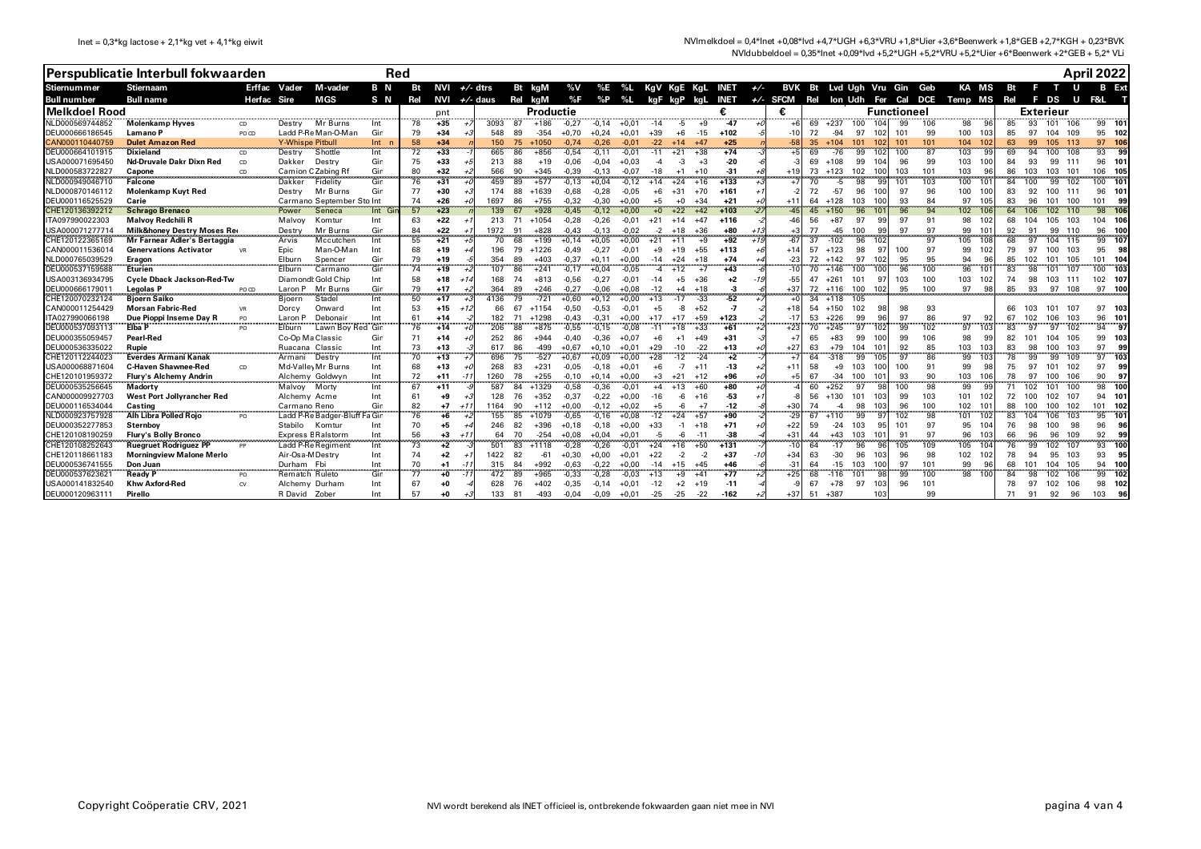Inet = 0,3*kg lactose + 2,1*kg vet + 4,1*kg eiwit

NVImelkdoel = 0,4*Inet +0,08*lvd +4,7*UGH +6,3*VRU +1,8*Uier +3,6*Beenwerk +1,8*GEB +2,7*KGH + 0,23*BVK

NVIdubbeldoel = 0,35*Inet +0,09*lvd +5,2*UGH +5,2*VRU +5,2*Uier +6*Beenwerk +2*GEB + 5,2* VLi

## Perspublicatie Interbull fokwaarden — Red — April 2022

| Stiernummer | Stiernaam | Erffac | Vader | M-vader | B | N | Bt | NVI | +/- | dtrs | Bt | kgM | %V | %E | %L | KgV | KgE | KgL | INET | +/- | BVK | Bt | Lvd | Ugh | Vru | Gin | Geb | KA | MS | Bt | F | T | U | B | Ext |
|---|---|---|---|---|---|---|---|---|---|---|---|---|---|---|---|---|---|---|---|---|---|---|---|---|---|---|---|---|---|---|---|---|---|---|---|
| Bull number | Bull name | Herfac | Sire | MGS | S | N | Rel | NVI | +/- | daus | Rel | kgM | %F | %P | %L | kgF | kgP | kgL | INET | +/- | SFCM | Rel | lon | Udh | Fer | Cal | DCE | Temp | MS | Rel | F | DS | U | F&L | T |
| **Melkdoel Rood** | | | | | | | | pnt | | | | **Productie** | | | | | | | € | | € | | | | **Functioneel** | | | | | | **Exterieur** | | | | |
| NLD000569744852 | Molenkamp Hyves | CD | Destry | Mr Burns | Int | | 78 | +35 | +7 | 3093 | 87 | +186 | -0,27 | -0,14 | +0,01 | -14 | -5 | +9 | -47 | +0 | +6 | 69 | +237 | 100 | 104 | 99 | 106 | 98 | 96 | 85 | 93 | 101 | 106 | 99 | 101 |
| DEU000666186545 | Lamano P | PO CD | Ladd P-Re | Man-O-Man | Gir | | 79 | +34 | +3 | 548 | 89 | -354 | +0,70 | +0,24 | +0,01 | +39 | +6 | -15 | +102 | -5 | -10 | 72 | -94 | 97 | 102 | 101 | 99 | 100 | 103 | 85 | 97 | 104 | 109 | 95 | 102 |
| CAN000110440759 | Dulet Amazon Red | | Y-Whisper | Pitbull | Int | n | 58 | +34 | | 150 | 75 | +1050 | -0,74 | -0,26 | -0,01 | -22 | +14 | +47 | +25 | | -58 | 35 | +104 | 101 | 102 | 101 | 101 | 104 | 102 | 80 | 99 | 105 | 113 | 97 | 106 |
| DEU000664101915 | Dixieland | CD | Destry | Shottle | Int | | 72 | +33 | -1 | 665 | 86 | +856 | -0,54 | -0,11 | -0,01 | -11 | +21 | +38 | +74 | -3 | +5 | 69 | -76 | 99 | 102 | 100 | 87 | 103 | 99 | 69 | 94 | 100 | 108 | 93 | 99 |
| USA000071695450 | Nd-Druvale Dakr Dixn Red | CD | Dakker | Destry | Gir | | 75 | +33 | +5 | 213 | 88 | +19 | -0,06 | -0,04 | +0,03 | -4 | -3 | +3 | -20 | -6 | -3 | 69 | +108 | 99 | 104 | 96 | 99 | 103 | 100 | 84 | 93 | 99 | 111 | 96 | 101 |
| NLD000583722827 | Capone | CD | Camion C | Zabing Rf | Gir | | 80 | +32 | +2 | 566 | 90 | +345 | -0,39 | -0,13 | -0,07 | -18 | +1 | +10 | -31 | +8 | +19 | 73 | +123 | 102 | 100 | 103 | 101 | 103 | 96 | 86 | 103 | 103 | 101 | 106 | 105 |
| NLD000949046710 | Falcone | | Dakker | Fidelity | Gir | | 76 | +31 | +0 | 459 | 89 | +577 | -0,13 | +0,04 | -0,12 | +14 | +24 | +16 | +133 | +3 | +7 | 70 | -5 | 98 | 99 | 101 | 103 | 100 | 101 | 84 | 100 | 99 | 102 | 100 | 101 |
| NLD000870146112 | Molenkamp Kuyt Red | | Destry | Mr Burns | Gir | | 77 | +30 | +3 | 174 | 88 | +1639 | -0,68 | -0,28 | -0,05 | +6 | +31 | +70 | +161 | +1 | -2 | 72 | -57 | 96 | 100 | 97 | 96 | 100 | 100 | 83 | 92 | 100 | 111 | 96 | 101 |
| DEU000116525529 | Carie | | Carmano | September Sto | Int | | 74 | +26 | +0 | 1697 | 86 | +755 | -0,32 | -0,30 | +0,00 | +5 | +0 | +34 | +21 | +0 | +11 | 64 | +128 | 103 | 100 | 93 | 84 | 97 | 105 | 83 | 96 | 101 | 100 | 101 | 99 |
| CHE120136392212 | Schrago Brenaco | | Power | Seneca | Int | Gin | 57 | +23 | | 139 | 67 | +928 | -0,45 | -0,12 | +0,00 | +0 | +22 | +42 | +103 | -27 | -45 | 45 | +150 | 96 | 101 | 96 | 94 | 102 | 106 | 64 | 106 | 102 | 110 | 98 | 106 |
| ITA097990022303 | Malvoy Redchili R | | Malvoy | Komtur | Int | | 63 | +22 | +1 | 213 | 71 | +1054 | -0,28 | -0,26 | -0,01 | +21 | +14 | +47 | +116 | -2 | -46 | 56 | +87 | 97 | 99 | 97 | 91 | 98 | 102 | 68 | 104 | 105 | 103 | 104 | 106 |
| USA000071277714 | Milk&honey Destry Moses Red | | Destry | Mr Burns | Gir | | 84 | +22 | +1 | 1972 | 91 | +828 | -0,43 | -0,13 | -0,02 | -2 | +18 | +36 | +80 | +13 | +3 | 77 | -45 | 100 | 99 | 97 | 97 | 99 | 101 | 92 | 91 | 99 | 110 | 96 | 100 |
| CHE120122365169 | Mr Farnear Adler's Bertaggia | | Arvis | Mccutchen | Int | | 55 | +21 | +5 | 70 | 68 | +199 | +0,14 | +0,05 | +0,00 | +21 | +11 | +9 | +92 | +19 | -67 | 37 | -102 | 96 | 102 | | 97 | 105 | 108 | 68 | 97 | 104 | 115 | 99 | 107 |
| CAN000011536014 | Genervations Activator | VR | Epic | Man-O-Man | Int | | 68 | +19 | +4 | 196 | 79 | +1226 | -0,49 | -0,27 | -0,01 | +9 | +19 | +55 | +113 | +6 | +14 | 57 | +123 | 98 | 97 | 100 | 97 | 99 | 102 | 79 | 97 | 100 | 103 | 95 | 98 |
| NLD000765039529 | Eragon | | Elburn | Spencer | Gir | | 79 | +19 | -5 | 354 | 89 | +403 | -0,37 | +0,11 | +0,00 | -14 | +24 | +18 | +74 | +4 | -23 | 72 | +142 | 97 | 102 | 95 | 95 | 94 | 96 | 85 | 102 | 101 | 105 | 101 | 104 |
| DEU000537159588 | Eturien | | Elburn | Carmano | Gir | | 74 | +19 | +2 | 107 | 86 | +241 | -0,17 | +0,04 | -0,05 | -4 | +12 | +7 | +43 | -6 | -10 | 70 | +146 | 100 | 100 | 96 | 100 | 96 | 101 | 83 | 98 | 101 | 107 | 100 | 103 |
| USA003136934795 | Cycle Dback Jackson-Red-Tw | | Diamondb | Gold Chip | Int | | 58 | +18 | +14 | 168 | 74 | +813 | -0,56 | -0,27 | -0,01 | -14 | +5 | +36 | +2 | -19 | -55 | 47 | +261 | 101 | 97 | 103 | 100 | 103 | 102 | 74 | 98 | 103 | 111 | 102 | 107 |
| DEU000666179011 | Legolas P | PO CD | Laron P | Mr Burns | Gir | | 79 | +17 | +2 | 364 | 89 | +246 | -0,27 | -0,06 | +0,08 | -12 | +4 | +18 | -3 | -6 | +37 | 72 | +116 | 100 | 102 | 95 | 100 | 97 | 98 | 85 | 93 | 97 | 108 | 97 | 100 |
| CHE120070232124 | Bjoern Saiko | | Bjoern | Stadel | Int | | 50 | +17 | +3 | 4136 | 79 | -721 | +0,60 | +0,12 | +0,00 | +13 | -17 | -33 | -52 | +7 | +0 | 34 | +118 | 105 | | | | | | | | | | | |
| CAN000011254429 | Morsan Fabric-Red | VR | Dorcy | Onward | Int | | 53 | +15 | +12 | 66 | 67 | +1154 | -0,50 | -0,53 | -0,01 | +5 | -8 | +52 | -7 | -2 | +18 | 54 | +150 | 102 | 98 | 98 | 93 | | | 66 | 103 | 101 | 107 | 97 | 103 |
| ITA027990066198 | Due Pioppi Inseme Day R | PO | Laron P | Debonair | Int | | 61 | +14 | -2 | 182 | 71 | +1298 | -0,43 | -0,31 | +0,00 | +17 | +17 | +59 | +123 | -2 | -17 | 53 | +226 | 99 | 96 | 97 | 86 | 97 | 92 | 67 | 102 | 106 | 103 | 96 | 101 |
| DEU000537093113 | Elba P | PO | Elburn | Lawn Boy Red | Gir | | 76 | +14 | +0 | 206 | 88 | +875 | -0,55 | -0,15 | -0,08 | -11 | +18 | +33 | +61 | +2 | +23 | 70 | +245 | 97 | 102 | 99 | 102 | 97 | 103 | 83 | 97 | 97 | 102 | 94 | 97 |
| DEU000355059457 | Pearl-Red | | Co-Op Ma | Classic | Gir | | 71 | +14 | +0 | 252 | 86 | +944 | -0,40 | -0,36 | +0,07 | +6 | +1 | +49 | +31 | -3 | +7 | 65 | +83 | 99 | 100 | 99 | 106 | 98 | 99 | 82 | 101 | 104 | 105 | 99 | 103 |
| DEU000536335022 | Rupie | | Ruacana | Classic | Int | | 73 | +13 | -3 | 617 | 86 | -499 | +0,67 | +0,10 | +0,01 | +29 | -10 | -22 | +13 | +0 | +27 | 63 | +79 | 104 | 101 | 92 | 85 | 103 | 103 | 83 | 98 | 100 | 103 | 97 | 99 |
| CHE120112244023 | Everdes Armani Kanak | | Armani | Destry | Int | | 70 | +13 | +7 | 696 | 75 | -527 | +0,67 | +0,09 | +0,00 | +28 | -12 | -24 | +2 | -7 | +7 | 64 | -318 | 99 | 105 | 97 | 86 | 99 | 103 | 78 | 99 | 99 | 109 | 97 | 103 |
| USA000068871604 | C-Haven Shawnee-Red | CD | Md-Valley | Mr Burns | Int | | 68 | +13 | +0 | 268 | 83 | +231 | -0,05 | -0,18 | +0,01 | +6 | -7 | +11 | -13 | +2 | +11 | 58 | +9 | 103 | 100 | 100 | 91 | 99 | 98 | 75 | 97 | 101 | 102 | 97 | 99 |
| CHE120101959372 | Flury's Alchemy Andrin | | Alchemy | Goldwyn | Int | | 72 | +11 | -11 | 1260 | 78 | +255 | -0,10 | +0,14 | +0,00 | +3 | +21 | +12 | +96 | +0 | +5 | 67 | -34 | 100 | 101 | 93 | 90 | 103 | 106 | 78 | 97 | 100 | 106 | 90 | 97 |
| DEU000535256645 | Madorty | | Malvoy | Morty | Int | | 67 | +11 | -9 | 587 | 84 | +1329 | -0,58 | -0,36 | -0,01 | +4 | +13 | +60 | +80 | +0 | -4 | 60 | +252 | 97 | 98 | 100 | 98 | 99 | 99 | 71 | 102 | 101 | 100 | 98 | 100 |
| CAN000009927703 | West Port Jollyrancher Red | | Alchemy | Acme | Int | | 61 | +9 | +3 | 128 | 76 | +352 | -0,37 | -0,22 | +0,00 | -16 | -6 | +16 | -53 | +1 | -8 | 56 | +130 | 101 | 103 | 99 | 103 | 101 | 102 | 72 | 100 | 102 | 107 | 94 | 101 |
| DEU000116534044 | Casting | | Carmano | Reno | Gir | | 82 | +7 | +11 | 1164 | 90 | +112 | +0,00 | -0,12 | +0,02 | +5 | -6 | +7 | -12 | -8 | +30 | 74 | -4 | 98 | 103 | 96 | 100 | 102 | 101 | 88 | 100 | 100 | 102 | 101 | 102 |
| NLD000923757928 | Alh Libra Polled Rojo | PO | Ladd P-Re | Badger-Bluff Fa | Gir | | 76 | +6 | +2 | 155 | 85 | +1079 | -0,65 | -0,16 | +0,08 | -12 | +24 | +57 | +90 | -2 | -29 | 67 | +110 | 99 | 97 | 102 | 98 | 101 | 102 | 83 | 104 | 106 | 103 | 95 | 101 |
| DEU000352277853 | Sternboy | | Stabilo | Komtur | Int | | 70 | +5 | +4 | 246 | 82 | +396 | +0,18 | -0,18 | +0,00 | +33 | -1 | +18 | +71 | +0 | +22 | 59 | -24 | 103 | 95 | 101 | 97 | 95 | 104 | 76 | 98 | 100 | 98 | 96 | 96 |
| CHE120108190259 | Flury's Bolly Bronco | | Express B | Ralstorm | Int | | 56 | +3 | +11 | 64 | 70 | -254 | +0,08 | +0,04 | +0,01 | -5 | -6 | -11 | -38 | -4 | +31 | 44 | +43 | 103 | 101 | 91 | 97 | 96 | 103 | 66 | 96 | 96 | 109 | 92 | 99 |
| CHE120108252643 | Ruegruet Rodriguez PP | PP | Ladd P-Re | Regiment | Int | | 73 | +2 | -3 | 501 | 83 | +1118 | -0,28 | -0,26 | -0,01 | +24 | +16 | +50 | +131 | -3 | -10 | 64 | -17 | 96 | 96 | 105 | 109 | 105 | 104 | 76 | 99 | 102 | 107 | 93 | 100 |
| CHE120118661183 | Morningview Malone Merlo | | Air-Osa-M | Destry | Int | | 74 | +2 | +1 | 1422 | 82 | -61 | +0,30 | +0,00 | +0,01 | +22 | -2 | -2 | +37 | -10 | +34 | 63 | -30 | 96 | 103 | 96 | 98 | 102 | 102 | 78 | 94 | 95 | 103 | 93 | 95 |
| DEU000536741555 | Don Juan | | Durham | Fbi | Int | | 70 | +1 | -11 | 315 | 84 | +992 | -0,63 | -0,22 | +0,00 | -14 | +15 | +45 | +46 | -6 | -31 | 64 | -15 | 103 | 100 | 97 | 101 | 99 | 96 | 68 | 101 | 104 | 105 | 94 | 100 |
| DEU000537623621 | Ready P | PO | Rematch | Ruleto | Gir | | 77 | +0 | -11 | 472 | 89 | +965 | -0,33 | -0,28 | -0,03 | +13 | +9 | +41 | +77 | +2 | +25 | 68 | -116 | 101 | 98 | 99 | 100 | 98 | 100 | 84 | 98 | 102 | 106 | 99 | 102 |
| USA000141832540 | Khw Axford-Red | CV | Alchemy | Durham | Int | | 67 | +0 | -4 | 628 | 76 | +402 | -0,35 | -0,14 | +0,01 | -12 | +2 | +19 | -11 | -4 | -9 | 67 | +78 | 97 | 103 | 96 | 101 | | | 78 | 97 | 102 | 106 | 98 | 102 |
| DEU000120963111 | Pirello | | R David | Zober | Int | | 57 | +0 | +3 | 133 | 81 | -493 | -0,04 | -0,09 | +0,01 | -25 | -25 | -22 | -162 | +2 | +37 | 51 | +387 | | 103 | | 99 | | | 71 | 91 | 92 | 96 | 103 | 96 |

NVI wordt berekend als INET officieel is, ontbrekende fokwaarden gaan niet mee in NVI